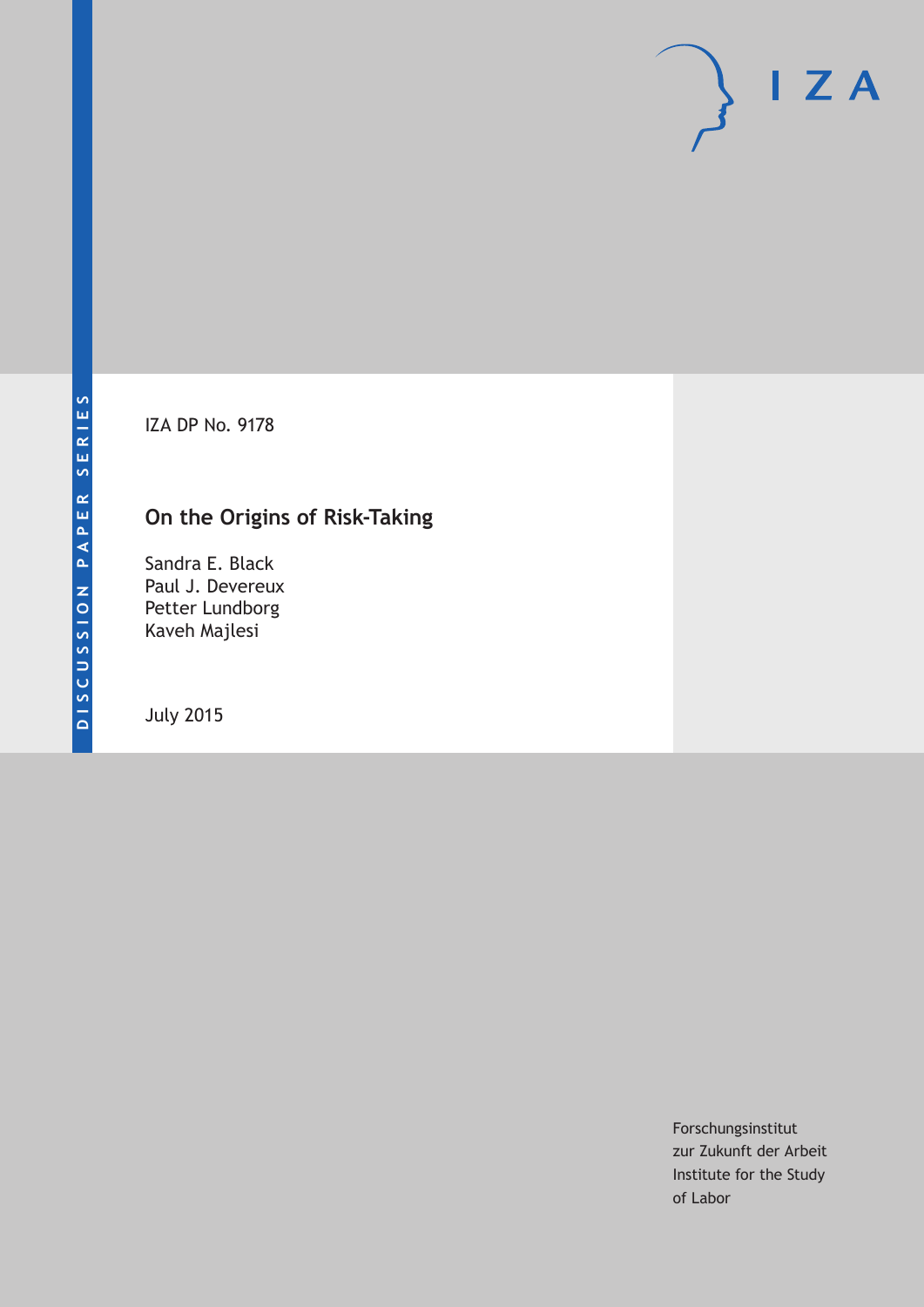DISCUSSION PAPER SERIES

IZA DP No. 9178

# On the Origins of Risk-Taking

Sandra E. Black
Paul J. Devereux
Petter Lundborg
Kaveh Majlesi

July 2015

Forschungsinstitut
zur Zukunft der Arbeit
Institute for the Study
of Labor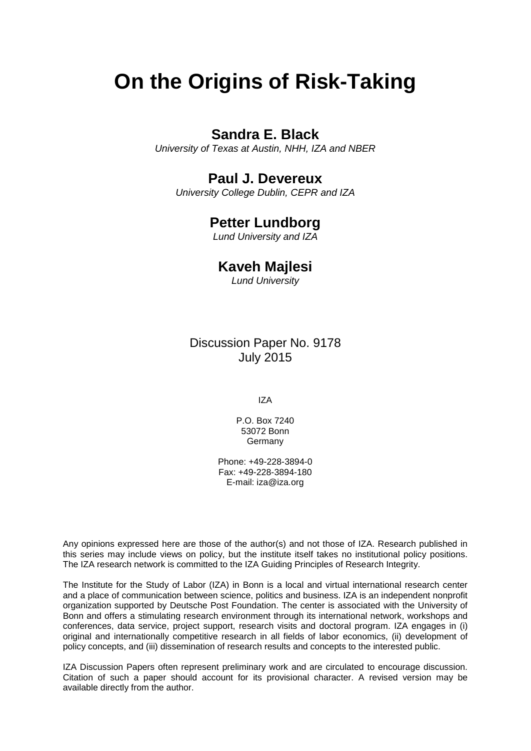# On the Origins of Risk-Taking

**Sandra E. Black**
*University of Texas at Austin, NHH, IZA and NBER*

**Paul J. Devereux**
*University College Dublin, CEPR and IZA*

**Petter Lundborg**
*Lund University and IZA*

**Kaveh Majlesi**
*Lund University*

Discussion Paper No. 9178
July 2015

IZA

P.O. Box 7240
53072 Bonn
Germany

Phone: +49-228-3894-0
Fax: +49-228-3894-180
E-mail: iza@iza.org

Any opinions expressed here are those of the author(s) and not those of IZA. Research published in this series may include views on policy, but the institute itself takes no institutional policy positions. The IZA research network is committed to the IZA Guiding Principles of Research Integrity.

The Institute for the Study of Labor (IZA) in Bonn is a local and virtual international research center and a place of communication between science, politics and business. IZA is an independent nonprofit organization supported by Deutsche Post Foundation. The center is associated with the University of Bonn and offers a stimulating research environment through its international network, workshops and conferences, data service, project support, research visits and doctoral program. IZA engages in (i) original and internationally competitive research in all fields of labor economics, (ii) development of policy concepts, and (iii) dissemination of research results and concepts to the interested public.

IZA Discussion Papers often represent preliminary work and are circulated to encourage discussion. Citation of such a paper should account for its provisional character. A revised version may be available directly from the author.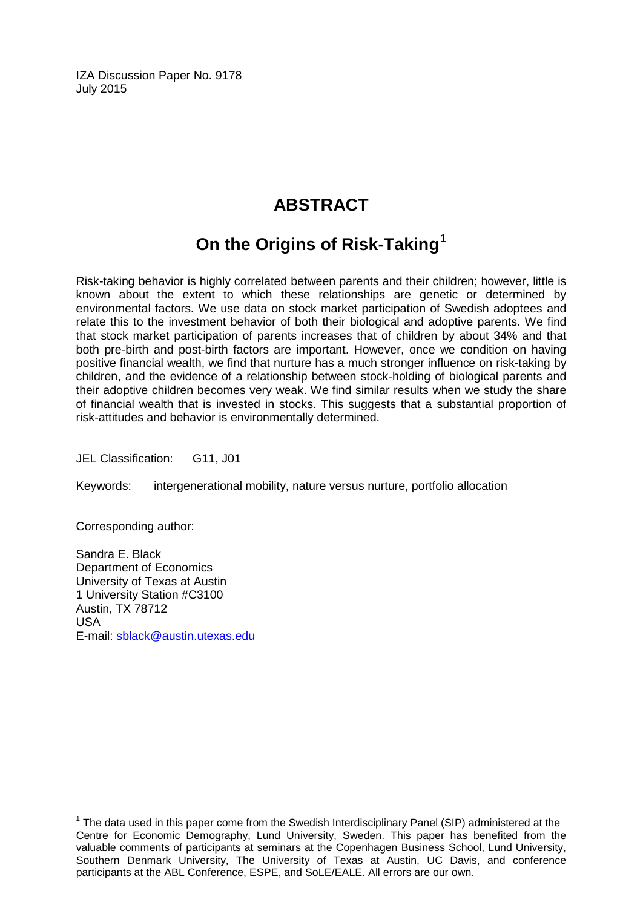IZA Discussion Paper No. 9178
July 2015

# ABSTRACT

## On the Origins of Risk-Taking[1]

Risk-taking behavior is highly correlated between parents and their children; however, little is known about the extent to which these relationships are genetic or determined by environmental factors. We use data on stock market participation of Swedish adoptees and relate this to the investment behavior of both their biological and adoptive parents. We find that stock market participation of parents increases that of children by about 34% and that both pre-birth and post-birth factors are important. However, once we condition on having positive financial wealth, we find that nurture has a much stronger influence on risk-taking by children, and the evidence of a relationship between stock-holding of biological parents and their adoptive children becomes very weak. We find similar results when we study the share of financial wealth that is invested in stocks. This suggests that a substantial proportion of risk-attitudes and behavior is environmentally determined.

JEL Classification: G11, J01

Keywords: intergenerational mobility, nature versus nurture, portfolio allocation

Corresponding author:

Sandra E. Black
Department of Economics
University of Texas at Austin
1 University Station #C3100
Austin, TX 78712
USA
E-mail: sblack@austin.utexas.edu

[1] The data used in this paper come from the Swedish Interdisciplinary Panel (SIP) administered at the Centre for Economic Demography, Lund University, Sweden. This paper has benefited from the valuable comments of participants at seminars at the Copenhagen Business School, Lund University, Southern Denmark University, The University of Texas at Austin, UC Davis, and conference participants at the ABL Conference, ESPE, and SoLE/EALE. All errors are our own.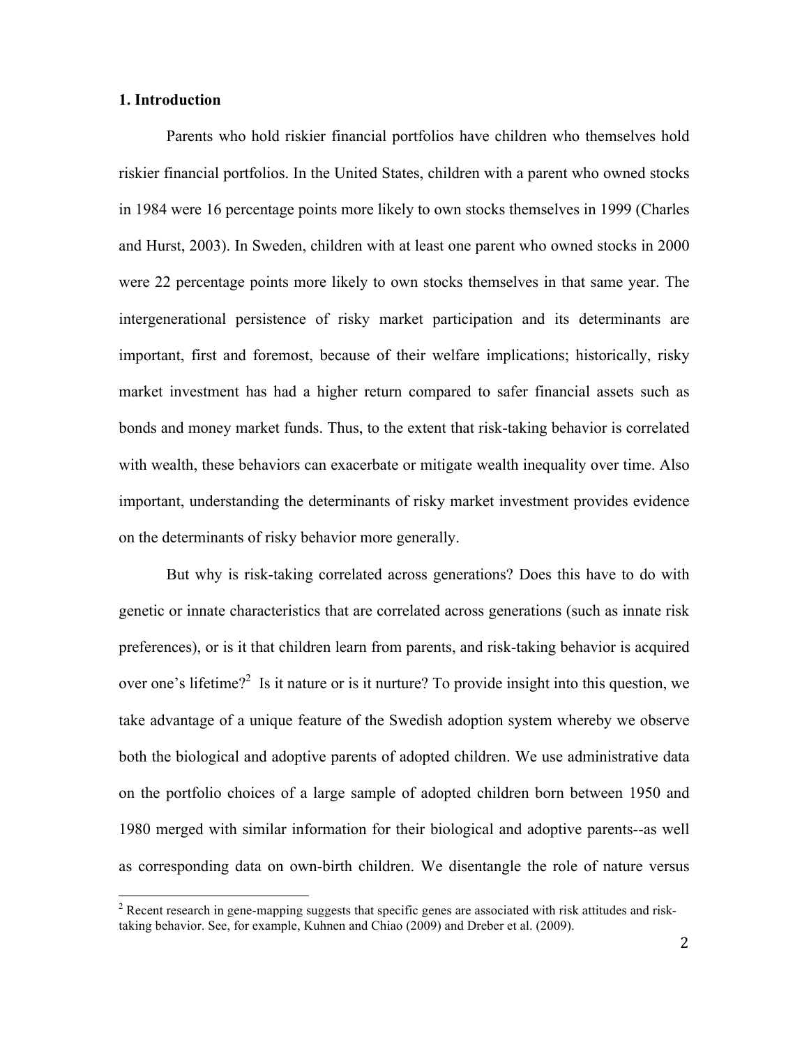## 1. Introduction

Parents who hold riskier financial portfolios have children who themselves hold riskier financial portfolios. In the United States, children with a parent who owned stocks in 1984 were 16 percentage points more likely to own stocks themselves in 1999 (Charles and Hurst, 2003). In Sweden, children with at least one parent who owned stocks in 2000 were 22 percentage points more likely to own stocks themselves in that same year. The intergenerational persistence of risky market participation and its determinants are important, first and foremost, because of their welfare implications; historically, risky market investment has had a higher return compared to safer financial assets such as bonds and money market funds. Thus, to the extent that risk-taking behavior is correlated with wealth, these behaviors can exacerbate or mitigate wealth inequality over time. Also important, understanding the determinants of risky market investment provides evidence on the determinants of risky behavior more generally.

But why is risk-taking correlated across generations? Does this have to do with genetic or innate characteristics that are correlated across generations (such as innate risk preferences), or is it that children learn from parents, and risk-taking behavior is acquired over one's lifetime?[2] Is it nature or is it nurture? To provide insight into this question, we take advantage of a unique feature of the Swedish adoption system whereby we observe both the biological and adoptive parents of adopted children. We use administrative data on the portfolio choices of a large sample of adopted children born between 1950 and 1980 merged with similar information for their biological and adoptive parents--as well as corresponding data on own-birth children. We disentangle the role of nature versus

[2] Recent research in gene-mapping suggests that specific genes are associated with risk attitudes and risk-taking behavior. See, for example, Kuhnen and Chiao (2009) and Dreber et al. (2009).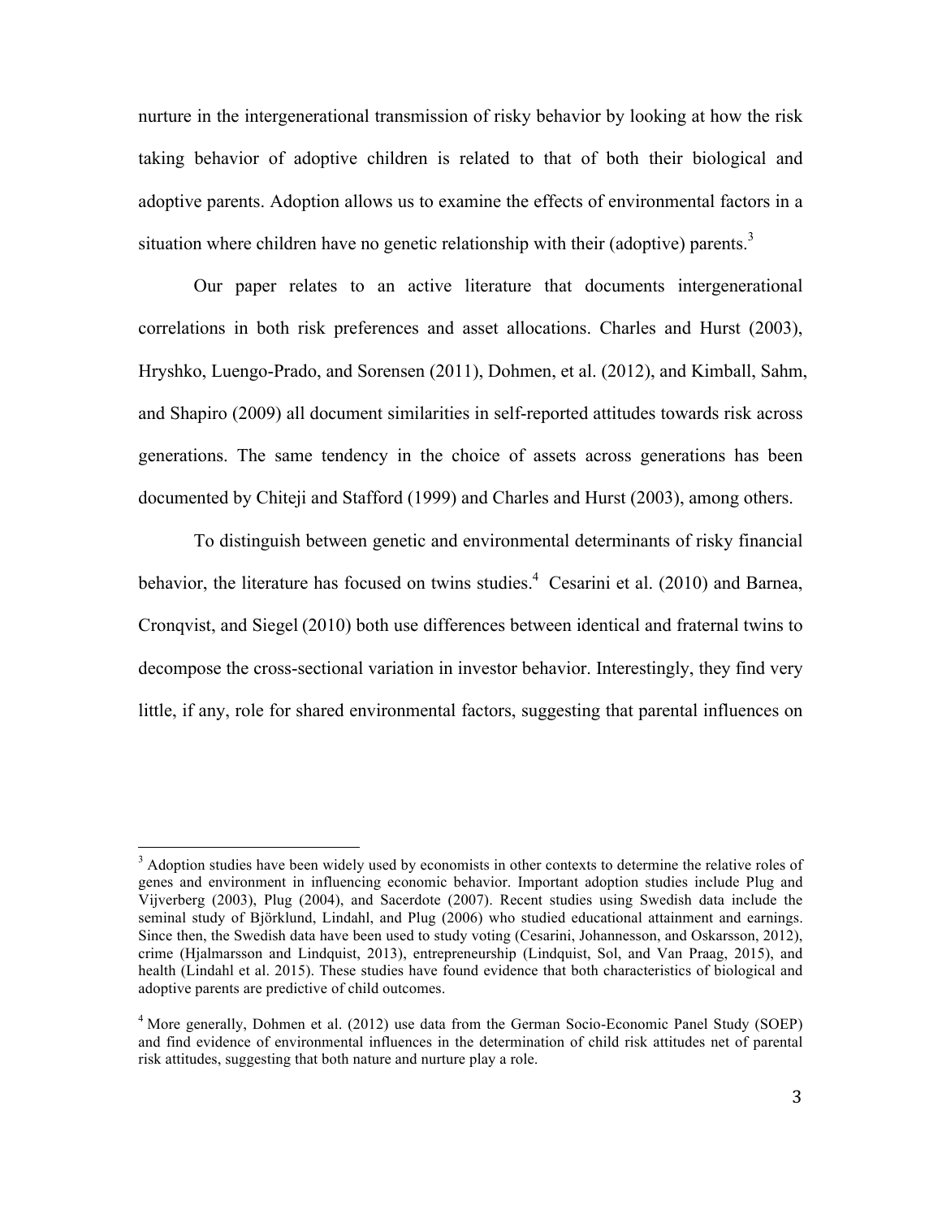nurture in the intergenerational transmission of risky behavior by looking at how the risk taking behavior of adoptive children is related to that of both their biological and adoptive parents. Adoption allows us to examine the effects of environmental factors in a situation where children have no genetic relationship with their (adoptive) parents.[3]

Our paper relates to an active literature that documents intergenerational correlations in both risk preferences and asset allocations. Charles and Hurst (2003), Hryshko, Luengo-Prado, and Sorensen (2011), Dohmen, et al. (2012), and Kimball, Sahm, and Shapiro (2009) all document similarities in self-reported attitudes towards risk across generations. The same tendency in the choice of assets across generations has been documented by Chiteji and Stafford (1999) and Charles and Hurst (2003), among others.

To distinguish between genetic and environmental determinants of risky financial behavior, the literature has focused on twins studies.[4] Cesarini et al. (2010) and Barnea, Cronqvist, and Siegel (2010) both use differences between identical and fraternal twins to decompose the cross-sectional variation in investor behavior. Interestingly, they find very little, if any, role for shared environmental factors, suggesting that parental influences on

[3] Adoption studies have been widely used by economists in other contexts to determine the relative roles of genes and environment in influencing economic behavior. Important adoption studies include Plug and Vijverberg (2003), Plug (2004), and Sacerdote (2007). Recent studies using Swedish data include the seminal study of Björklund, Lindahl, and Plug (2006) who studied educational attainment and earnings. Since then, the Swedish data have been used to study voting (Cesarini, Johannesson, and Oskarsson, 2012), crime (Hjalmarsson and Lindquist, 2013), entrepreneurship (Lindquist, Sol, and Van Praag, 2015), and health (Lindahl et al. 2015). These studies have found evidence that both characteristics of biological and adoptive parents are predictive of child outcomes.

[4] More generally, Dohmen et al. (2012) use data from the German Socio-Economic Panel Study (SOEP) and find evidence of environmental influences in the determination of child risk attitudes net of parental risk attitudes, suggesting that both nature and nurture play a role.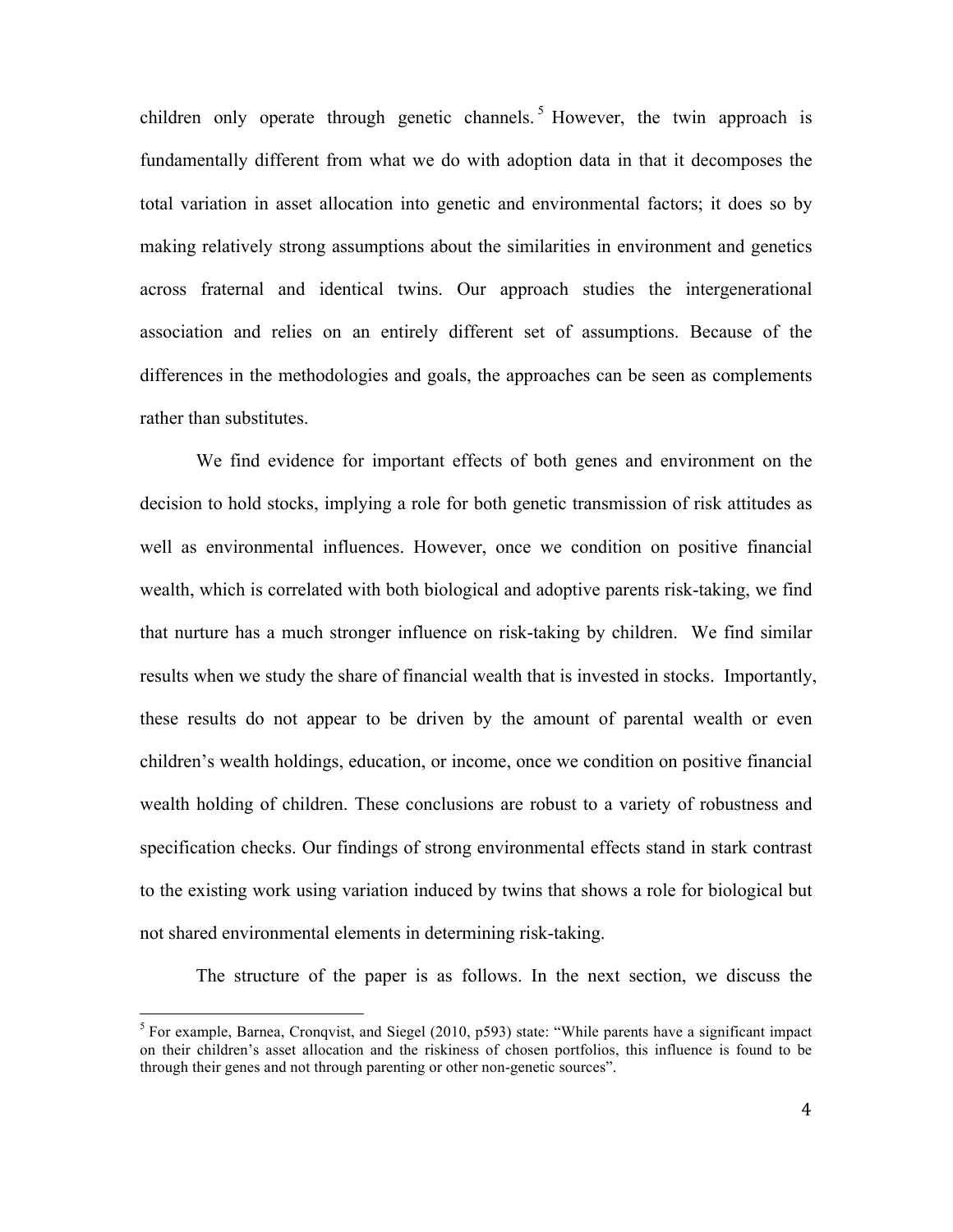children only operate through genetic channels.[5] However, the twin approach is fundamentally different from what we do with adoption data in that it decomposes the total variation in asset allocation into genetic and environmental factors; it does so by making relatively strong assumptions about the similarities in environment and genetics across fraternal and identical twins. Our approach studies the intergenerational association and relies on an entirely different set of assumptions. Because of the differences in the methodologies and goals, the approaches can be seen as complements rather than substitutes.

We find evidence for important effects of both genes and environment on the decision to hold stocks, implying a role for both genetic transmission of risk attitudes as well as environmental influences. However, once we condition on positive financial wealth, which is correlated with both biological and adoptive parents risk-taking, we find that nurture has a much stronger influence on risk-taking by children. We find similar results when we study the share of financial wealth that is invested in stocks. Importantly, these results do not appear to be driven by the amount of parental wealth or even children's wealth holdings, education, or income, once we condition on positive financial wealth holding of children. These conclusions are robust to a variety of robustness and specification checks. Our findings of strong environmental effects stand in stark contrast to the existing work using variation induced by twins that shows a role for biological but not shared environmental elements in determining risk-taking.

The structure of the paper is as follows. In the next section, we discuss the

[5] For example, Barnea, Cronqvist, and Siegel (2010, p593) state: "While parents have a significant impact on their children's asset allocation and the riskiness of chosen portfolios, this influence is found to be through their genes and not through parenting or other non-genetic sources".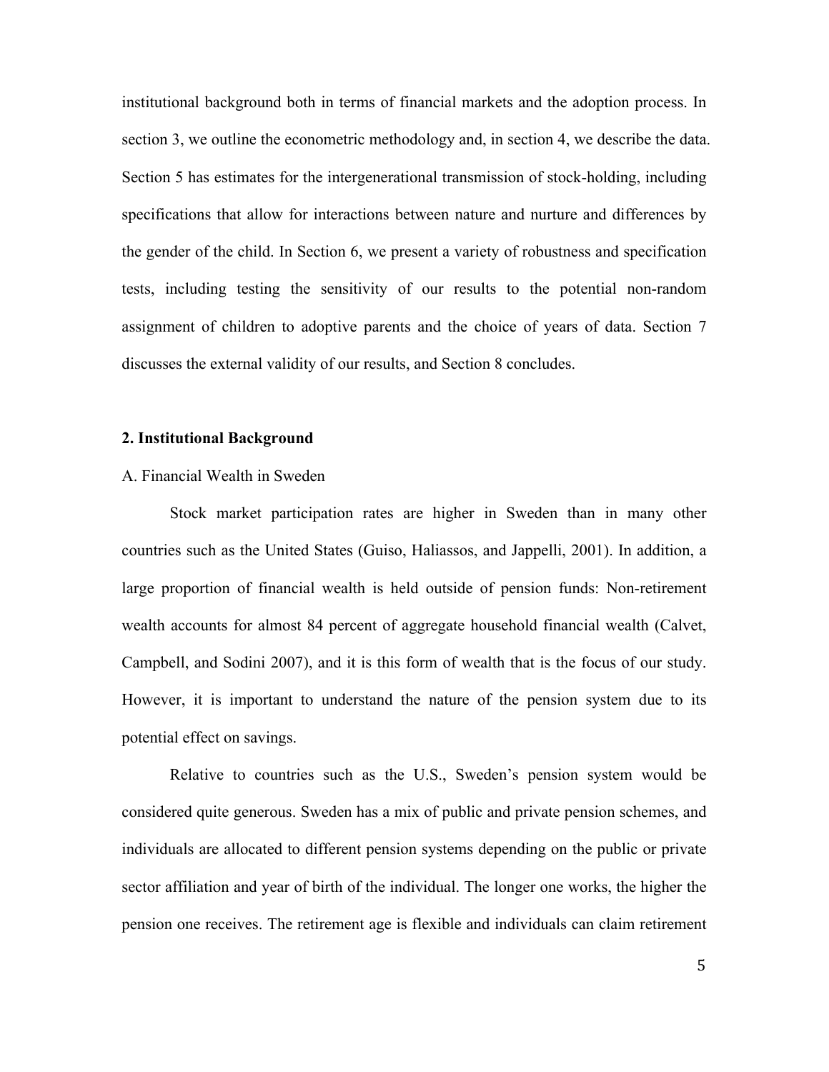institutional background both in terms of financial markets and the adoption process. In section 3, we outline the econometric methodology and, in section 4, we describe the data. Section 5 has estimates for the intergenerational transmission of stock-holding, including specifications that allow for interactions between nature and nurture and differences by the gender of the child. In Section 6, we present a variety of robustness and specification tests, including testing the sensitivity of our results to the potential non-random assignment of children to adoptive parents and the choice of years of data. Section 7 discusses the external validity of our results, and Section 8 concludes.

## 2. Institutional Background

A. Financial Wealth in Sweden

Stock market participation rates are higher in Sweden than in many other countries such as the United States (Guiso, Haliassos, and Jappelli, 2001). In addition, a large proportion of financial wealth is held outside of pension funds: Non-retirement wealth accounts for almost 84 percent of aggregate household financial wealth (Calvet, Campbell, and Sodini 2007), and it is this form of wealth that is the focus of our study. However, it is important to understand the nature of the pension system due to its potential effect on savings.

Relative to countries such as the U.S., Sweden's pension system would be considered quite generous. Sweden has a mix of public and private pension schemes, and individuals are allocated to different pension systems depending on the public or private sector affiliation and year of birth of the individual. The longer one works, the higher the pension one receives. The retirement age is flexible and individuals can claim retirement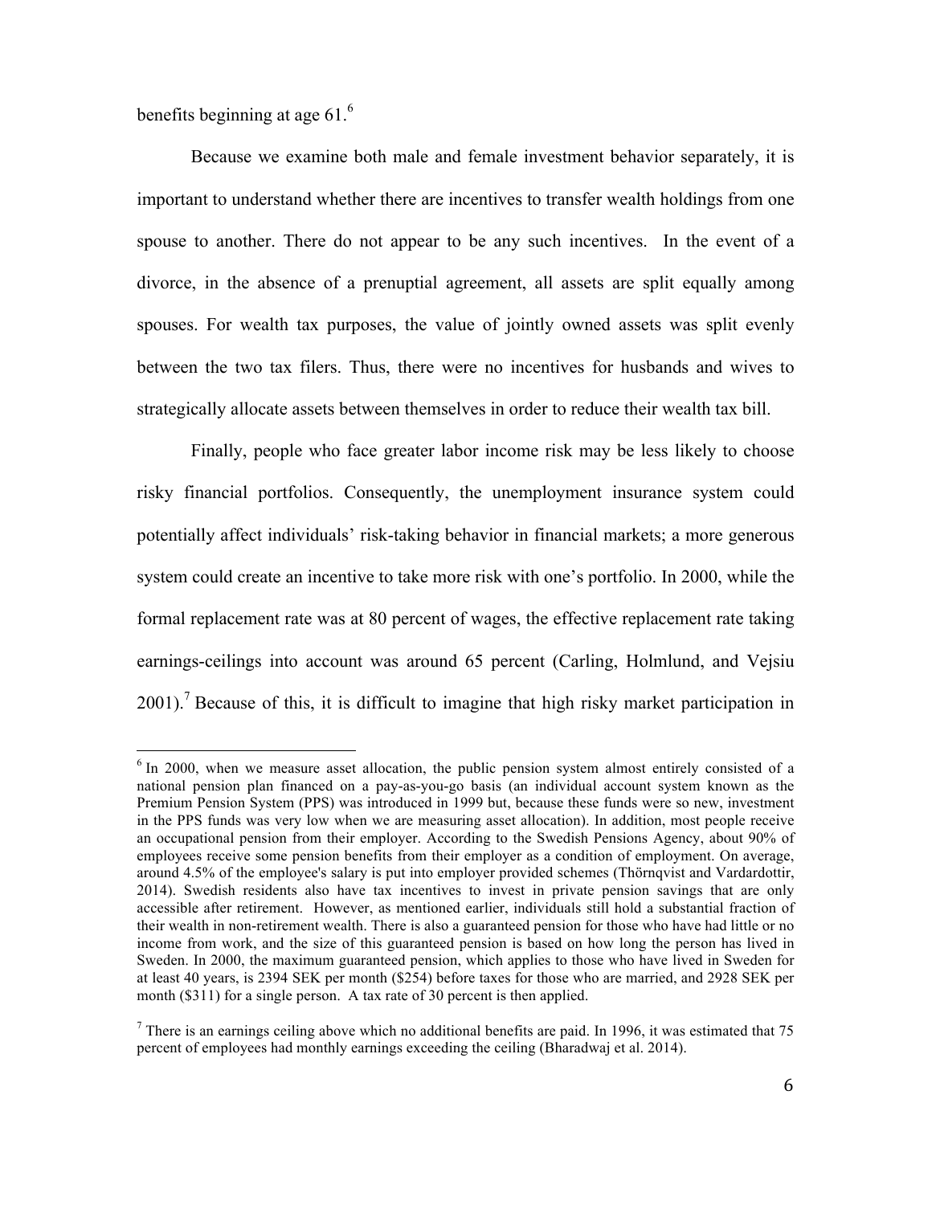benefits beginning at age 61.[6]

Because we examine both male and female investment behavior separately, it is important to understand whether there are incentives to transfer wealth holdings from one spouse to another. There do not appear to be any such incentives. In the event of a divorce, in the absence of a prenuptial agreement, all assets are split equally among spouses. For wealth tax purposes, the value of jointly owned assets was split evenly between the two tax filers. Thus, there were no incentives for husbands and wives to strategically allocate assets between themselves in order to reduce their wealth tax bill.

Finally, people who face greater labor income risk may be less likely to choose risky financial portfolios. Consequently, the unemployment insurance system could potentially affect individuals' risk-taking behavior in financial markets; a more generous system could create an incentive to take more risk with one's portfolio. In 2000, while the formal replacement rate was at 80 percent of wages, the effective replacement rate taking earnings-ceilings into account was around 65 percent (Carling, Holmlund, and Vejsiu 2001).[7] Because of this, it is difficult to imagine that high risky market participation in

[6] In 2000, when we measure asset allocation, the public pension system almost entirely consisted of a national pension plan financed on a pay-as-you-go basis (an individual account system known as the Premium Pension System (PPS) was introduced in 1999 but, because these funds were so new, investment in the PPS funds was very low when we are measuring asset allocation). In addition, most people receive an occupational pension from their employer. According to the Swedish Pensions Agency, about 90% of employees receive some pension benefits from their employer as a condition of employment. On average, around 4.5% of the employee's salary is put into employer provided schemes (Thörnqvist and Vardardottir, 2014). Swedish residents also have tax incentives to invest in private pension savings that are only accessible after retirement. However, as mentioned earlier, individuals still hold a substantial fraction of their wealth in non-retirement wealth. There is also a guaranteed pension for those who have had little or no income from work, and the size of this guaranteed pension is based on how long the person has lived in Sweden. In 2000, the maximum guaranteed pension, which applies to those who have lived in Sweden for at least 40 years, is 2394 SEK per month ($254) before taxes for those who are married, and 2928 SEK per month ($311) for a single person. A tax rate of 30 percent is then applied.

[7] There is an earnings ceiling above which no additional benefits are paid. In 1996, it was estimated that 75 percent of employees had monthly earnings exceeding the ceiling (Bharadwaj et al. 2014).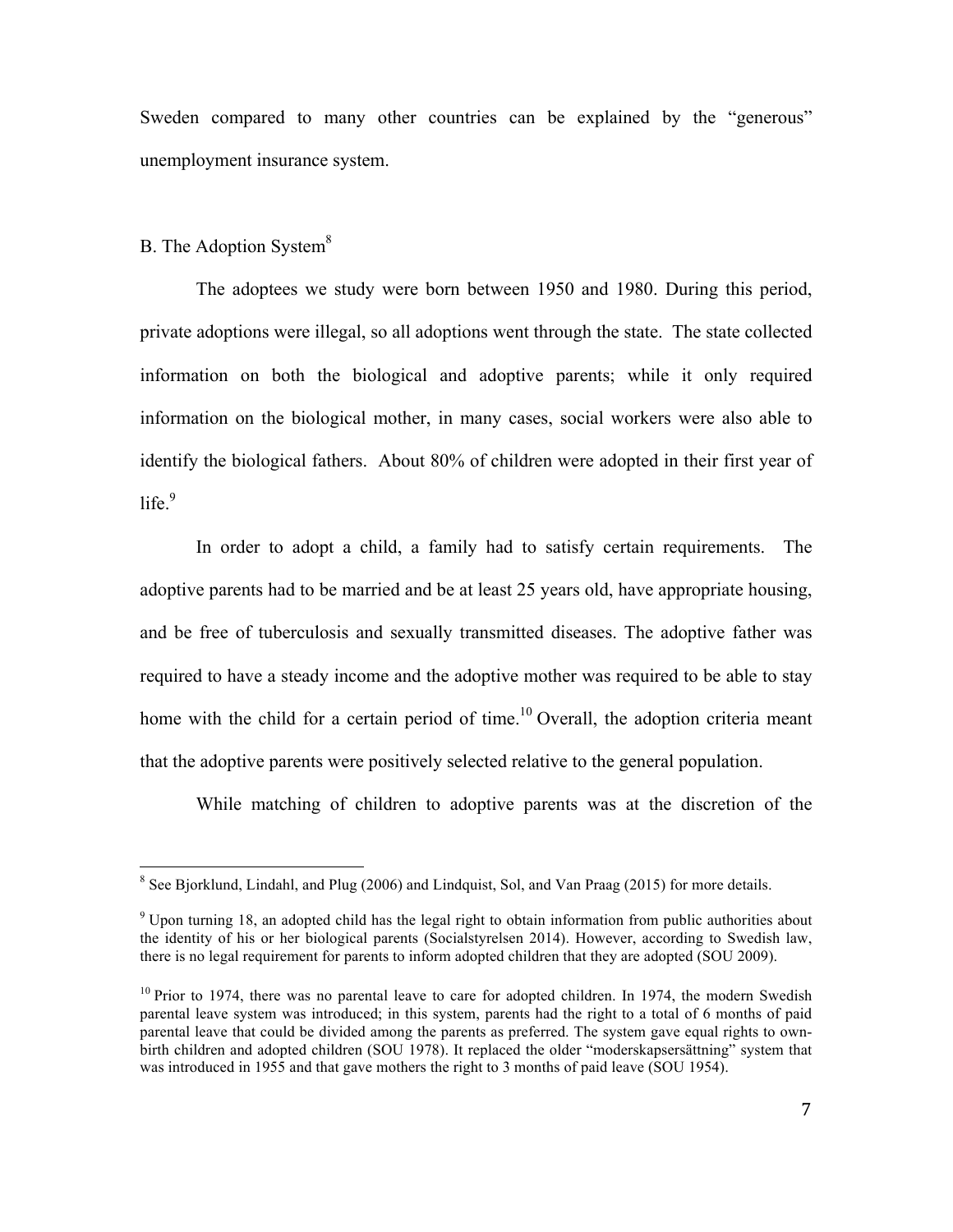Sweden compared to many other countries can be explained by the "generous" unemployment insurance system.

### B. The Adoption System[8]

The adoptees we study were born between 1950 and 1980. During this period, private adoptions were illegal, so all adoptions went through the state. The state collected information on both the biological and adoptive parents; while it only required information on the biological mother, in many cases, social workers were also able to identify the biological fathers. About 80% of children were adopted in their first year of life.[9]

In order to adopt a child, a family had to satisfy certain requirements. The adoptive parents had to be married and be at least 25 years old, have appropriate housing, and be free of tuberculosis and sexually transmitted diseases. The adoptive father was required to have a steady income and the adoptive mother was required to be able to stay home with the child for a certain period of time.[10] Overall, the adoption criteria meant that the adoptive parents were positively selected relative to the general population.

While matching of children to adoptive parents was at the discretion of the

---

[8] See Bjorklund, Lindahl, and Plug (2006) and Lindquist, Sol, and Van Praag (2015) for more details.

[9] Upon turning 18, an adopted child has the legal right to obtain information from public authorities about the identity of his or her biological parents (Socialstyrelsen 2014). However, according to Swedish law, there is no legal requirement for parents to inform adopted children that they are adopted (SOU 2009).

[10] Prior to 1974, there was no parental leave to care for adopted children. In 1974, the modern Swedish parental leave system was introduced; in this system, parents had the right to a total of 6 months of paid parental leave that could be divided among the parents as preferred. The system gave equal rights to own-birth children and adopted children (SOU 1978). It replaced the older "moderskapsersättning" system that was introduced in 1955 and that gave mothers the right to 3 months of paid leave (SOU 1954).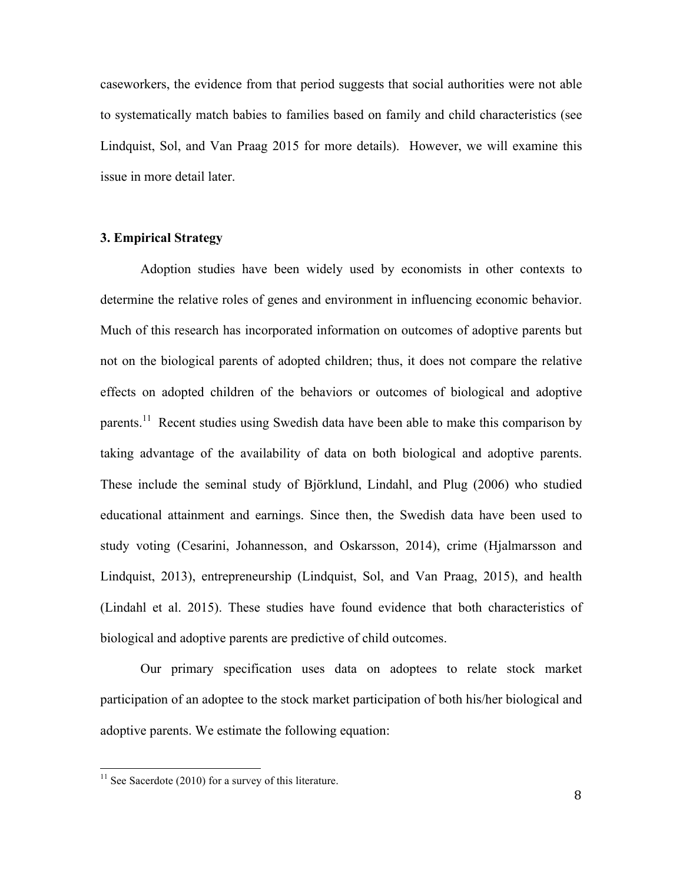caseworkers, the evidence from that period suggests that social authorities were not able to systematically match babies to families based on family and child characteristics (see Lindquist, Sol, and Van Praag 2015 for more details). However, we will examine this issue in more detail later.

### 3. Empirical Strategy

Adoption studies have been widely used by economists in other contexts to determine the relative roles of genes and environment in influencing economic behavior. Much of this research has incorporated information on outcomes of adoptive parents but not on the biological parents of adopted children; thus, it does not compare the relative effects on adopted children of the behaviors or outcomes of biological and adoptive parents.[11] Recent studies using Swedish data have been able to make this comparison by taking advantage of the availability of data on both biological and adoptive parents. These include the seminal study of Björklund, Lindahl, and Plug (2006) who studied educational attainment and earnings. Since then, the Swedish data have been used to study voting (Cesarini, Johannesson, and Oskarsson, 2014), crime (Hjalmarsson and Lindquist, 2013), entrepreneurship (Lindquist, Sol, and Van Praag, 2015), and health (Lindahl et al. 2015). These studies have found evidence that both characteristics of biological and adoptive parents are predictive of child outcomes.

Our primary specification uses data on adoptees to relate stock market participation of an adoptee to the stock market participation of both his/her biological and adoptive parents. We estimate the following equation:

[11] See Sacerdote (2010) for a survey of this literature.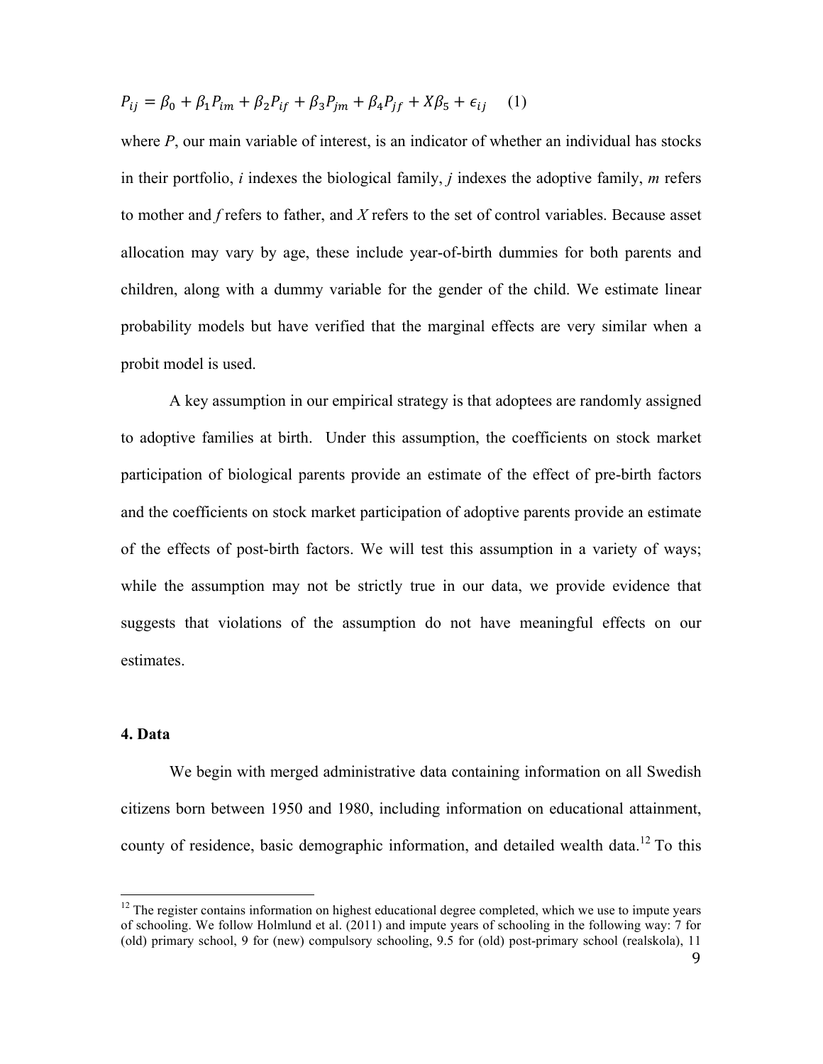$$P_{ij} = \beta_0 + \beta_1 P_{im} + \beta_2 P_{if} + \beta_3 P_{jm} + \beta_4 P_{jf} + X\beta_5 + \epsilon_{ij} \quad (1)$$

where *P*, our main variable of interest, is an indicator of whether an individual has stocks in their portfolio, *i* indexes the biological family, *j* indexes the adoptive family, *m* refers to mother and *f* refers to father, and *X* refers to the set of control variables. Because asset allocation may vary by age, these include year-of-birth dummies for both parents and children, along with a dummy variable for the gender of the child. We estimate linear probability models but have verified that the marginal effects are very similar when a probit model is used.

A key assumption in our empirical strategy is that adoptees are randomly assigned to adoptive families at birth. Under this assumption, the coefficients on stock market participation of biological parents provide an estimate of the effect of pre-birth factors and the coefficients on stock market participation of adoptive parents provide an estimate of the effects of post-birth factors. We will test this assumption in a variety of ways; while the assumption may not be strictly true in our data, we provide evidence that suggests that violations of the assumption do not have meaningful effects on our estimates.

## 4. Data

We begin with merged administrative data containing information on all Swedish citizens born between 1950 and 1980, including information on educational attainment, county of residence, basic demographic information, and detailed wealth data.[12] To this

[12] The register contains information on highest educational degree completed, which we use to impute years of schooling. We follow Holmlund et al. (2011) and impute years of schooling in the following way: 7 for (old) primary school, 9 for (new) compulsory schooling, 9.5 for (old) post-primary school (realskola), 11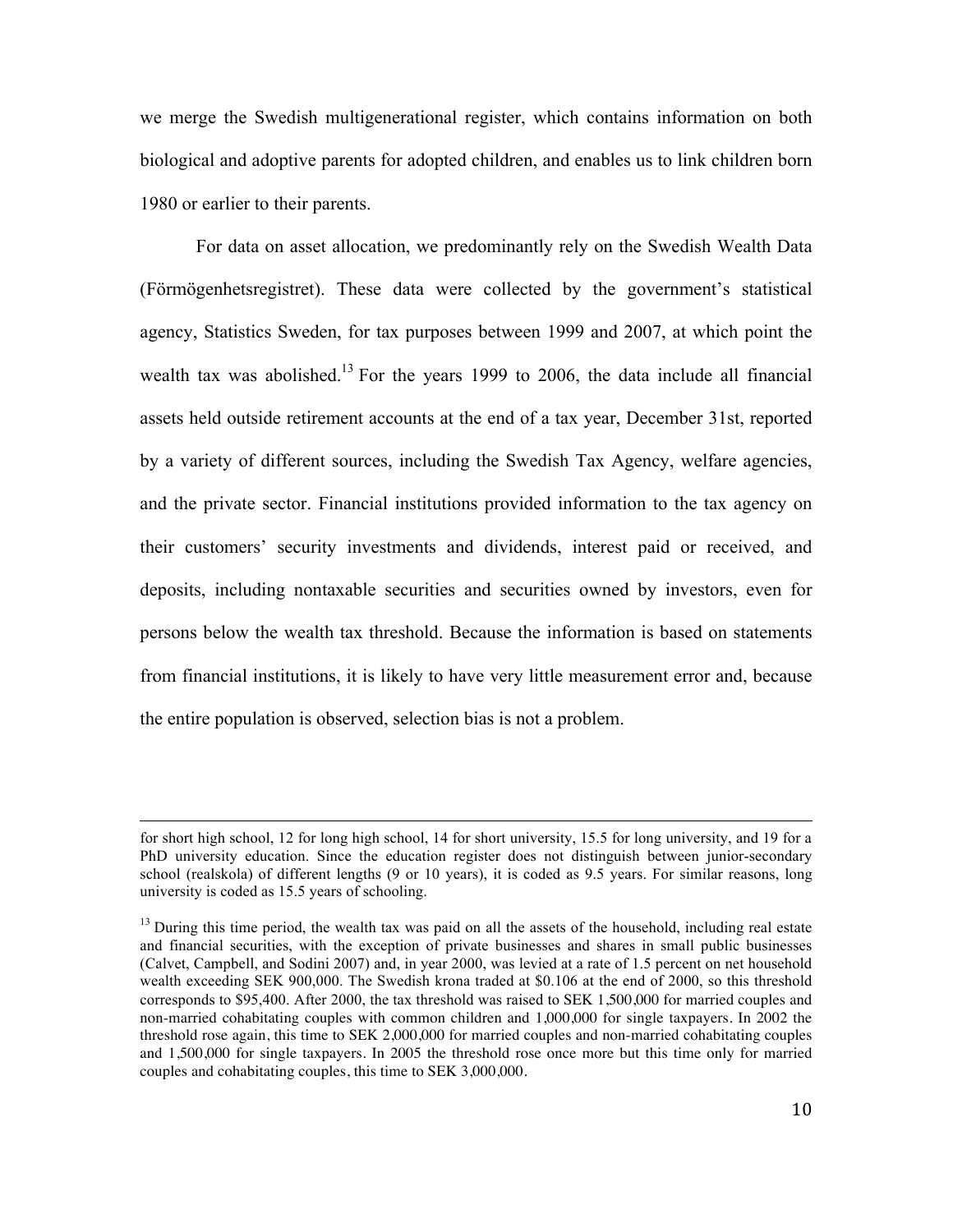we merge the Swedish multigenerational register, which contains information on both biological and adoptive parents for adopted children, and enables us to link children born 1980 or earlier to their parents.

For data on asset allocation, we predominantly rely on the Swedish Wealth Data (Förmögenhetsregistret). These data were collected by the government's statistical agency, Statistics Sweden, for tax purposes between 1999 and 2007, at which point the wealth tax was abolished.[13] For the years 1999 to 2006, the data include all financial assets held outside retirement accounts at the end of a tax year, December 31st, reported by a variety of different sources, including the Swedish Tax Agency, welfare agencies, and the private sector. Financial institutions provided information to the tax agency on their customers' security investments and dividends, interest paid or received, and deposits, including nontaxable securities and securities owned by investors, even for persons below the wealth tax threshold. Because the information is based on statements from financial institutions, it is likely to have very little measurement error and, because the entire population is observed, selection bias is not a problem.

---

for short high school, 12 for long high school, 14 for short university, 15.5 for long university, and 19 for a PhD university education. Since the education register does not distinguish between junior-secondary school (realskola) of different lengths (9 or 10 years), it is coded as 9.5 years. For similar reasons, long university is coded as 15.5 years of schooling.

[13] During this time period, the wealth tax was paid on all the assets of the household, including real estate and financial securities, with the exception of private businesses and shares in small public businesses (Calvet, Campbell, and Sodini 2007) and, in year 2000, was levied at a rate of 1.5 percent on net household wealth exceeding SEK 900,000. The Swedish krona traded at $0.106 at the end of 2000, so this threshold corresponds to $95,400. After 2000, the tax threshold was raised to SEK 1,500,000 for married couples and non-married cohabitating couples with common children and 1,000,000 for single taxpayers. In 2002 the threshold rose again, this time to SEK 2,000,000 for married couples and non-married cohabitating couples and 1,500,000 for single taxpayers. In 2005 the threshold rose once more but this time only for married couples and cohabitating couples, this time to SEK 3,000,000.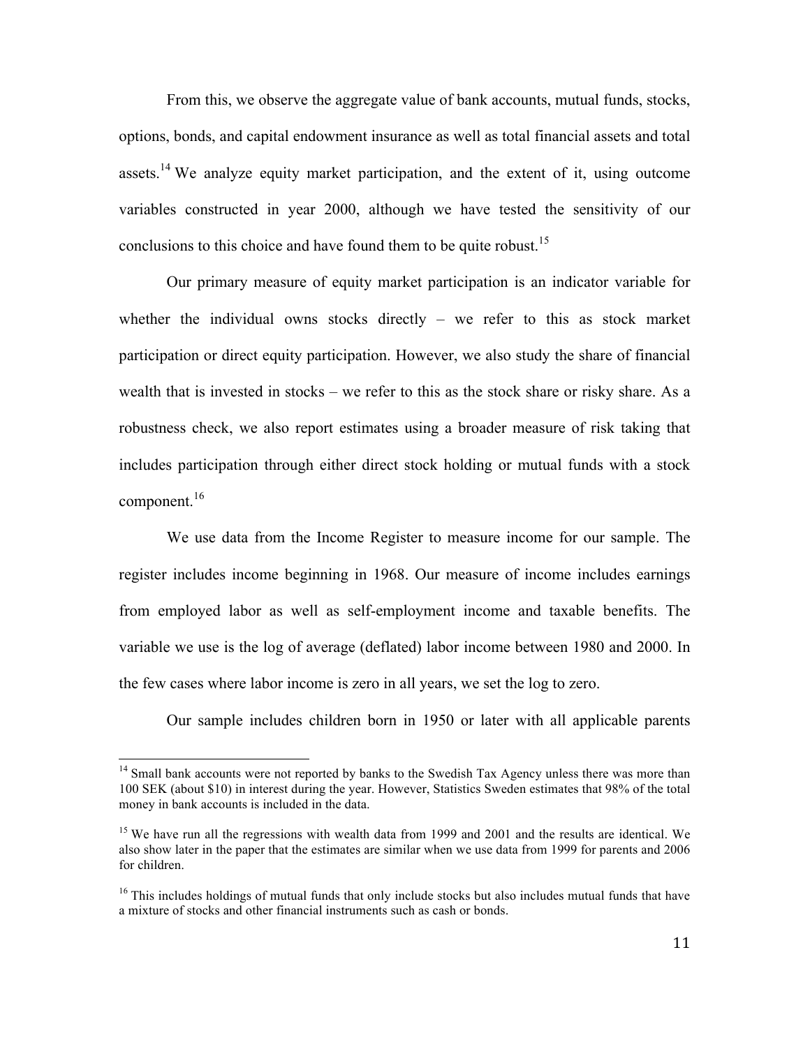From this, we observe the aggregate value of bank accounts, mutual funds, stocks, options, bonds, and capital endowment insurance as well as total financial assets and total assets.[14] We analyze equity market participation, and the extent of it, using outcome variables constructed in year 2000, although we have tested the sensitivity of our conclusions to this choice and have found them to be quite robust.[15]

Our primary measure of equity market participation is an indicator variable for whether the individual owns stocks directly – we refer to this as stock market participation or direct equity participation. However, we also study the share of financial wealth that is invested in stocks – we refer to this as the stock share or risky share. As a robustness check, we also report estimates using a broader measure of risk taking that includes participation through either direct stock holding or mutual funds with a stock component.[16]

We use data from the Income Register to measure income for our sample. The register includes income beginning in 1968. Our measure of income includes earnings from employed labor as well as self-employment income and taxable benefits. The variable we use is the log of average (deflated) labor income between 1980 and 2000. In the few cases where labor income is zero in all years, we set the log to zero.

Our sample includes children born in 1950 or later with all applicable parents

---

[14] Small bank accounts were not reported by banks to the Swedish Tax Agency unless there was more than 100 SEK (about $10) in interest during the year. However, Statistics Sweden estimates that 98% of the total money in bank accounts is included in the data.

[15] We have run all the regressions with wealth data from 1999 and 2001 and the results are identical. We also show later in the paper that the estimates are similar when we use data from 1999 for parents and 2006 for children.

[16] This includes holdings of mutual funds that only include stocks but also includes mutual funds that have a mixture of stocks and other financial instruments such as cash or bonds.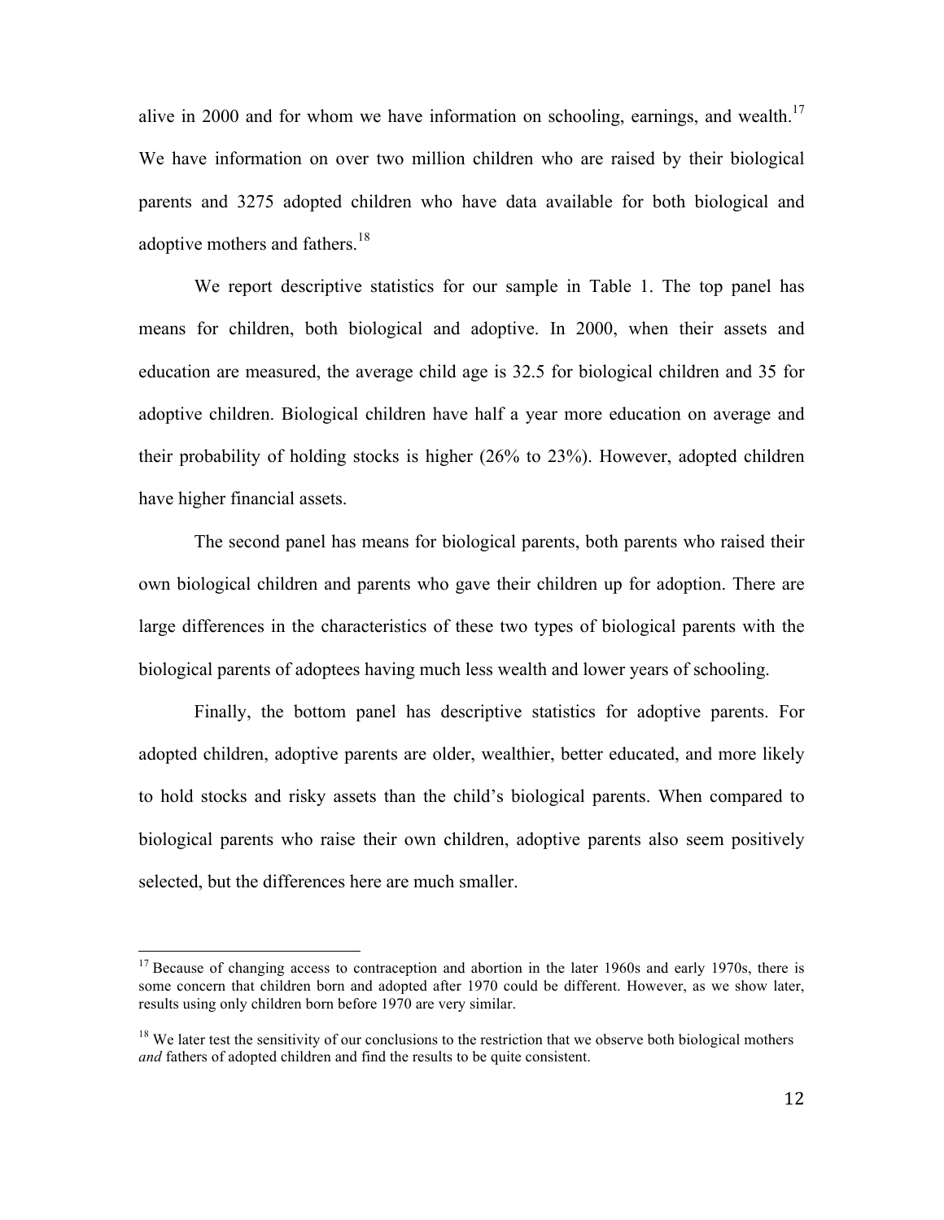alive in 2000 and for whom we have information on schooling, earnings, and wealth.[17] We have information on over two million children who are raised by their biological parents and 3275 adopted children who have data available for both biological and adoptive mothers and fathers.[18]

We report descriptive statistics for our sample in Table 1. The top panel has means for children, both biological and adoptive. In 2000, when their assets and education are measured, the average child age is 32.5 for biological children and 35 for adoptive children. Biological children have half a year more education on average and their probability of holding stocks is higher (26% to 23%). However, adopted children have higher financial assets.

The second panel has means for biological parents, both parents who raised their own biological children and parents who gave their children up for adoption. There are large differences in the characteristics of these two types of biological parents with the biological parents of adoptees having much less wealth and lower years of schooling.

Finally, the bottom panel has descriptive statistics for adoptive parents. For adopted children, adoptive parents are older, wealthier, better educated, and more likely to hold stocks and risky assets than the child's biological parents. When compared to biological parents who raise their own children, adoptive parents also seem positively selected, but the differences here are much smaller.

---

[17] Because of changing access to contraception and abortion in the later 1960s and early 1970s, there is some concern that children born and adopted after 1970 could be different. However, as we show later, results using only children born before 1970 are very similar.

[18] We later test the sensitivity of our conclusions to the restriction that we observe both biological mothers *and* fathers of adopted children and find the results to be quite consistent.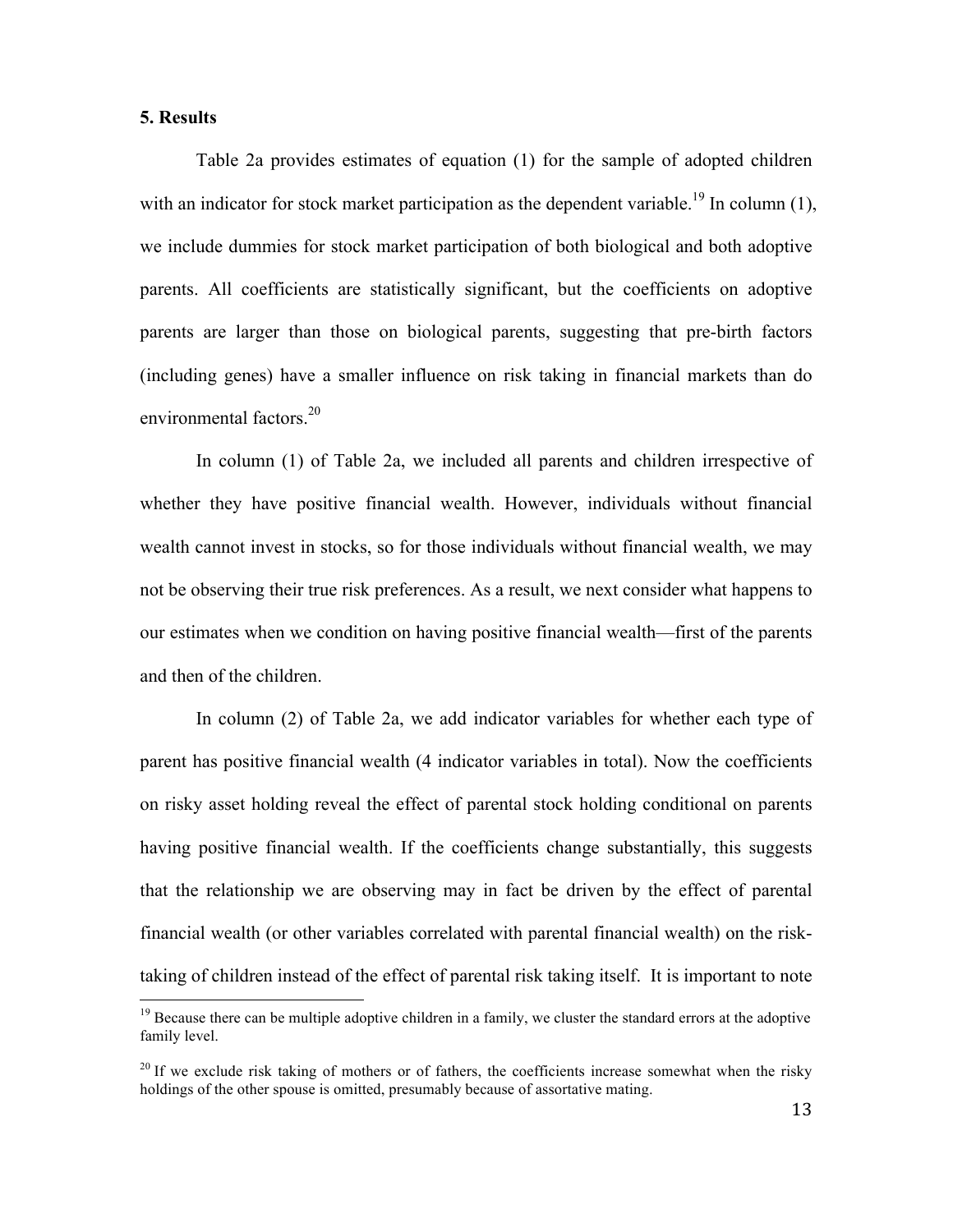## 5. Results

Table 2a provides estimates of equation (1) for the sample of adopted children with an indicator for stock market participation as the dependent variable.[19] In column (1), we include dummies for stock market participation of both biological and both adoptive parents. All coefficients are statistically significant, but the coefficients on adoptive parents are larger than those on biological parents, suggesting that pre-birth factors (including genes) have a smaller influence on risk taking in financial markets than do environmental factors.[20]

In column (1) of Table 2a, we included all parents and children irrespective of whether they have positive financial wealth. However, individuals without financial wealth cannot invest in stocks, so for those individuals without financial wealth, we may not be observing their true risk preferences. As a result, we next consider what happens to our estimates when we condition on having positive financial wealth—first of the parents and then of the children.

In column (2) of Table 2a, we add indicator variables for whether each type of parent has positive financial wealth (4 indicator variables in total). Now the coefficients on risky asset holding reveal the effect of parental stock holding conditional on parents having positive financial wealth. If the coefficients change substantially, this suggests that the relationship we are observing may in fact be driven by the effect of parental financial wealth (or other variables correlated with parental financial wealth) on the risk-taking of children instead of the effect of parental risk taking itself. It is important to note

[19] Because there can be multiple adoptive children in a family, we cluster the standard errors at the adoptive family level.

[20] If we exclude risk taking of mothers or of fathers, the coefficients increase somewhat when the risky holdings of the other spouse is omitted, presumably because of assortative mating.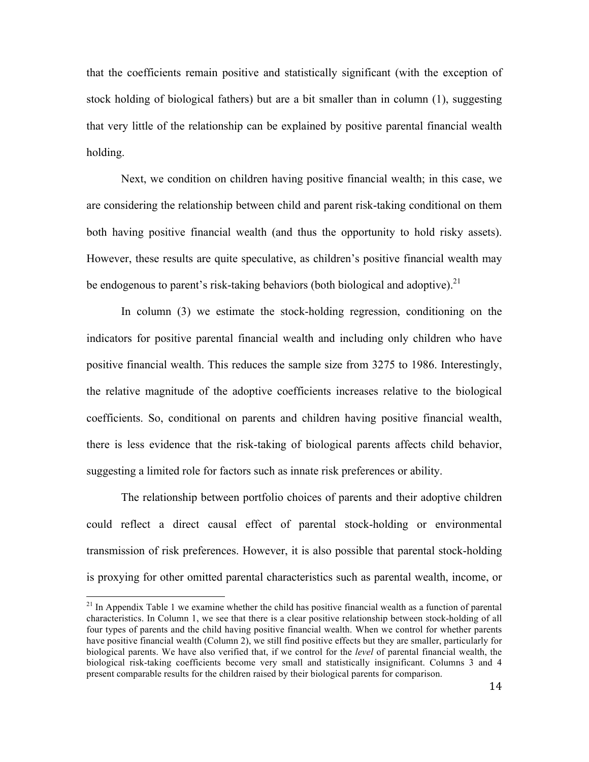that the coefficients remain positive and statistically significant (with the exception of stock holding of biological fathers) but are a bit smaller than in column (1), suggesting that very little of the relationship can be explained by positive parental financial wealth holding.

Next, we condition on children having positive financial wealth; in this case, we are considering the relationship between child and parent risk-taking conditional on them both having positive financial wealth (and thus the opportunity to hold risky assets). However, these results are quite speculative, as children's positive financial wealth may be endogenous to parent's risk-taking behaviors (both biological and adoptive).[21]

In column (3) we estimate the stock-holding regression, conditioning on the indicators for positive parental financial wealth and including only children who have positive financial wealth. This reduces the sample size from 3275 to 1986. Interestingly, the relative magnitude of the adoptive coefficients increases relative to the biological coefficients. So, conditional on parents and children having positive financial wealth, there is less evidence that the risk-taking of biological parents affects child behavior, suggesting a limited role for factors such as innate risk preferences or ability.

The relationship between portfolio choices of parents and their adoptive children could reflect a direct causal effect of parental stock-holding or environmental transmission of risk preferences. However, it is also possible that parental stock-holding is proxying for other omitted parental characteristics such as parental wealth, income, or

---

[21] In Appendix Table 1 we examine whether the child has positive financial wealth as a function of parental characteristics. In Column 1, we see that there is a clear positive relationship between stock-holding of all four types of parents and the child having positive financial wealth. When we control for whether parents have positive financial wealth (Column 2), we still find positive effects but they are smaller, particularly for biological parents. We have also verified that, if we control for the *level* of parental financial wealth, the biological risk-taking coefficients become very small and statistically insignificant. Columns 3 and 4 present comparable results for the children raised by their biological parents for comparison.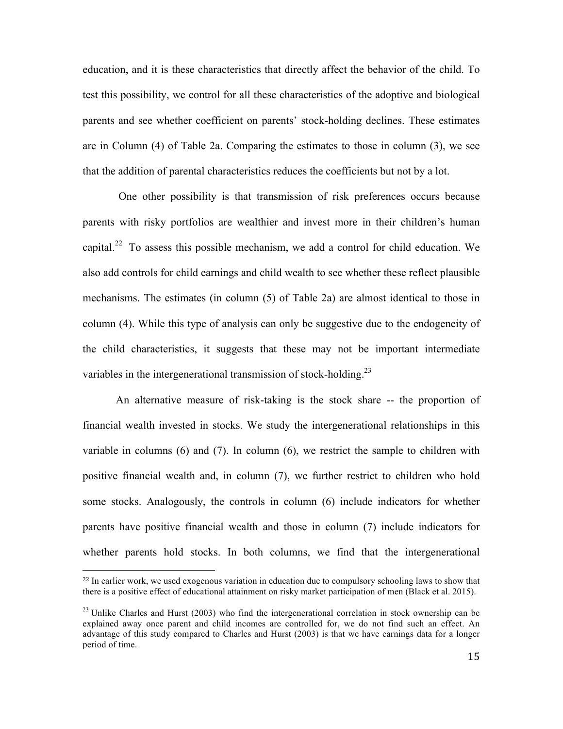education, and it is these characteristics that directly affect the behavior of the child. To test this possibility, we control for all these characteristics of the adoptive and biological parents and see whether coefficient on parents' stock-holding declines. These estimates are in Column (4) of Table 2a. Comparing the estimates to those in column (3), we see that the addition of parental characteristics reduces the coefficients but not by a lot.

One other possibility is that transmission of risk preferences occurs because parents with risky portfolios are wealthier and invest more in their children's human capital.[22] To assess this possible mechanism, we add a control for child education. We also add controls for child earnings and child wealth to see whether these reflect plausible mechanisms. The estimates (in column (5) of Table 2a) are almost identical to those in column (4). While this type of analysis can only be suggestive due to the endogeneity of the child characteristics, it suggests that these may not be important intermediate variables in the intergenerational transmission of stock-holding.[23]

An alternative measure of risk-taking is the stock share -- the proportion of financial wealth invested in stocks. We study the intergenerational relationships in this variable in columns (6) and (7). In column (6), we restrict the sample to children with positive financial wealth and, in column (7), we further restrict to children who hold some stocks. Analogously, the controls in column (6) include indicators for whether parents have positive financial wealth and those in column (7) include indicators for whether parents hold stocks. In both columns, we find that the intergenerational

[22] In earlier work, we used exogenous variation in education due to compulsory schooling laws to show that there is a positive effect of educational attainment on risky market participation of men (Black et al. 2015).

[23] Unlike Charles and Hurst (2003) who find the intergenerational correlation in stock ownership can be explained away once parent and child incomes are controlled for, we do not find such an effect. An advantage of this study compared to Charles and Hurst (2003) is that we have earnings data for a longer period of time.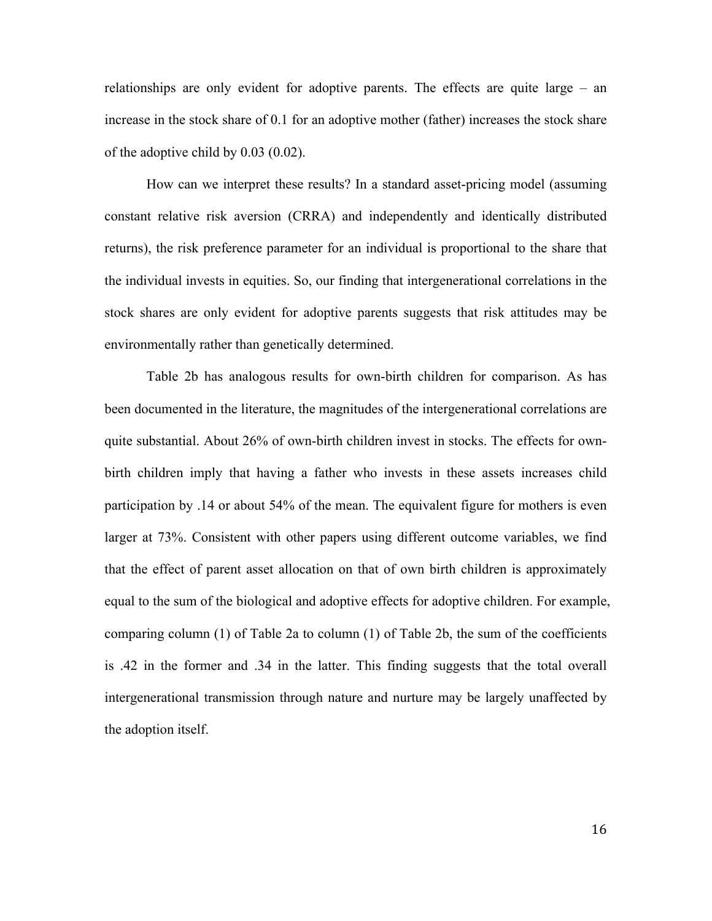relationships are only evident for adoptive parents. The effects are quite large – an increase in the stock share of 0.1 for an adoptive mother (father) increases the stock share of the adoptive child by 0.03 (0.02).

How can we interpret these results? In a standard asset-pricing model (assuming constant relative risk aversion (CRRA) and independently and identically distributed returns), the risk preference parameter for an individual is proportional to the share that the individual invests in equities. So, our finding that intergenerational correlations in the stock shares are only evident for adoptive parents suggests that risk attitudes may be environmentally rather than genetically determined.

Table 2b has analogous results for own-birth children for comparison. As has been documented in the literature, the magnitudes of the intergenerational correlations are quite substantial. About 26% of own-birth children invest in stocks. The effects for own-birth children imply that having a father who invests in these assets increases child participation by .14 or about 54% of the mean. The equivalent figure for mothers is even larger at 73%. Consistent with other papers using different outcome variables, we find that the effect of parent asset allocation on that of own birth children is approximately equal to the sum of the biological and adoptive effects for adoptive children. For example, comparing column (1) of Table 2a to column (1) of Table 2b, the sum of the coefficients is .42 in the former and .34 in the latter. This finding suggests that the total overall intergenerational transmission through nature and nurture may be largely unaffected by the adoption itself.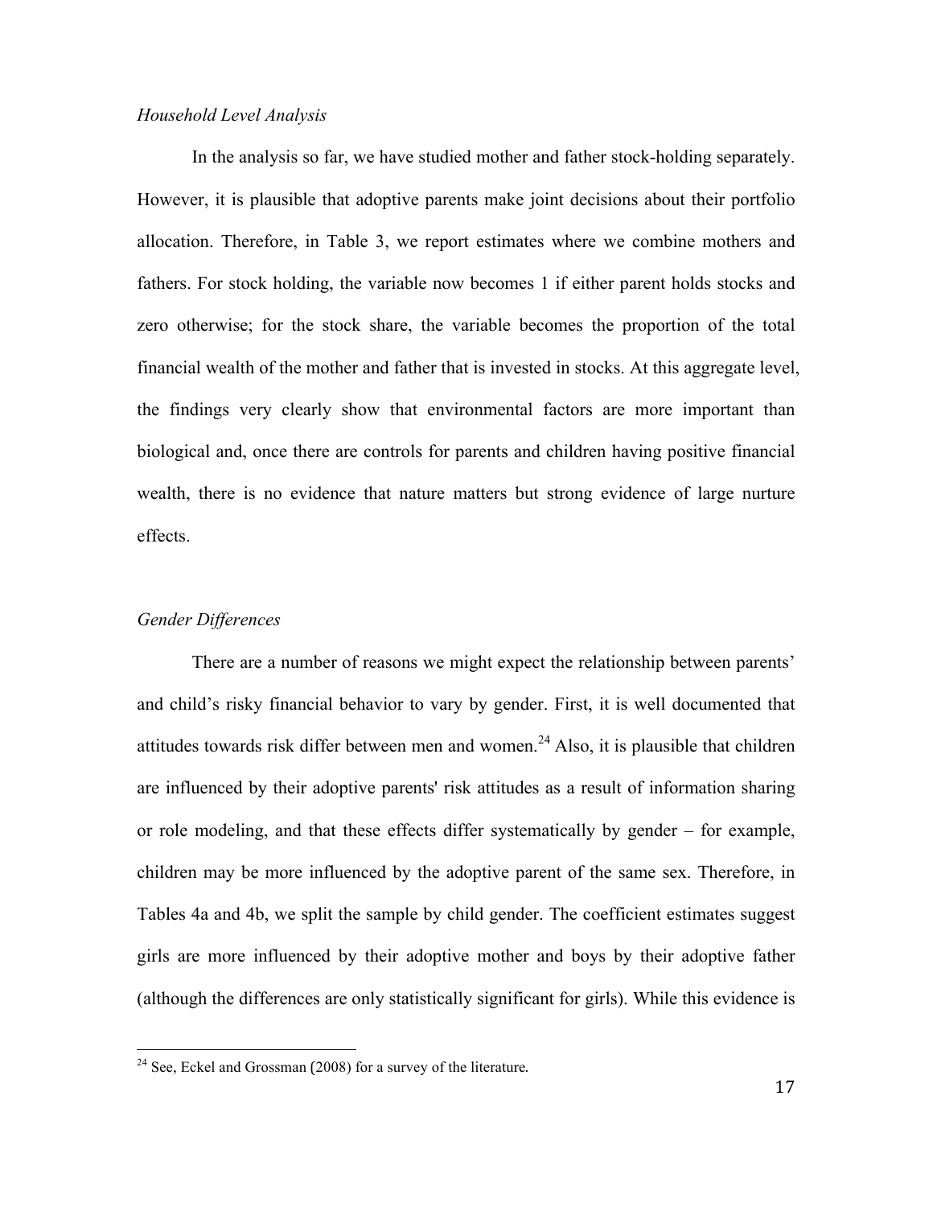*Household Level Analysis*

In the analysis so far, we have studied mother and father stock-holding separately. However, it is plausible that adoptive parents make joint decisions about their portfolio allocation. Therefore, in Table 3, we report estimates where we combine mothers and fathers. For stock holding, the variable now becomes 1 if either parent holds stocks and zero otherwise; for the stock share, the variable becomes the proportion of the total financial wealth of the mother and father that is invested in stocks. At this aggregate level, the findings very clearly show that environmental factors are more important than biological and, once there are controls for parents and children having positive financial wealth, there is no evidence that nature matters but strong evidence of large nurture effects.

*Gender Differences*

There are a number of reasons we might expect the relationship between parents' and child's risky financial behavior to vary by gender. First, it is well documented that attitudes towards risk differ between men and women.[24] Also, it is plausible that children are influenced by their adoptive parents' risk attitudes as a result of information sharing or role modeling, and that these effects differ systematically by gender – for example, children may be more influenced by the adoptive parent of the same sex. Therefore, in Tables 4a and 4b, we split the sample by child gender. The coefficient estimates suggest girls are more influenced by their adoptive mother and boys by their adoptive father (although the differences are only statistically significant for girls). While this evidence is

[24] See, Eckel and Grossman (2008) for a survey of the literature.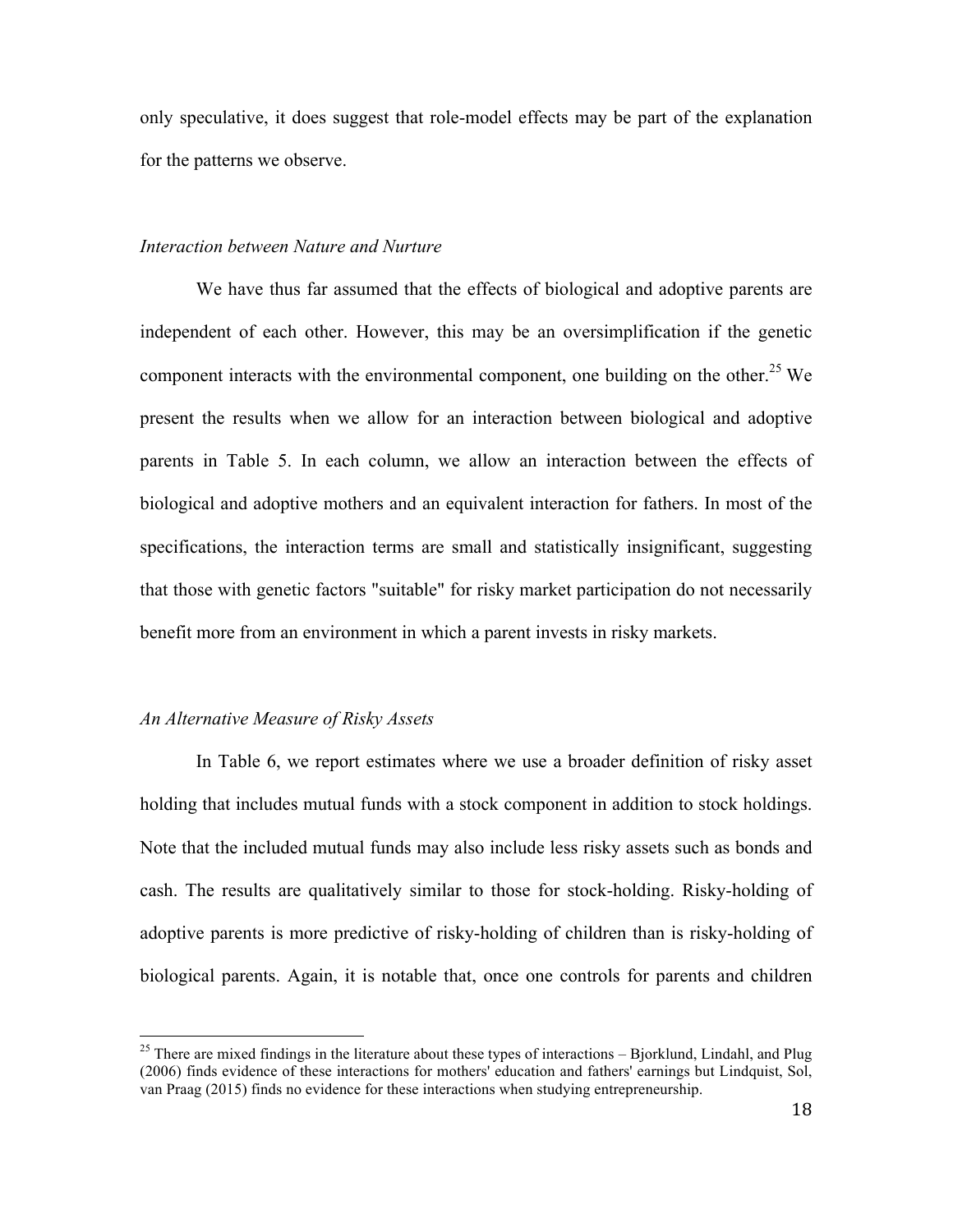only speculative, it does suggest that role-model effects may be part of the explanation for the patterns we observe.

*Interaction between Nature and Nurture*

We have thus far assumed that the effects of biological and adoptive parents are independent of each other. However, this may be an oversimplification if the genetic component interacts with the environmental component, one building on the other.[25] We present the results when we allow for an interaction between biological and adoptive parents in Table 5. In each column, we allow an interaction between the effects of biological and adoptive mothers and an equivalent interaction for fathers. In most of the specifications, the interaction terms are small and statistically insignificant, suggesting that those with genetic factors "suitable" for risky market participation do not necessarily benefit more from an environment in which a parent invests in risky markets.

*An Alternative Measure of Risky Assets*

In Table 6, we report estimates where we use a broader definition of risky asset holding that includes mutual funds with a stock component in addition to stock holdings. Note that the included mutual funds may also include less risky assets such as bonds and cash. The results are qualitatively similar to those for stock-holding. Risky-holding of adoptive parents is more predictive of risky-holding of children than is risky-holding of biological parents. Again, it is notable that, once one controls for parents and children

[25] There are mixed findings in the literature about these types of interactions – Bjorklund, Lindahl, and Plug (2006) finds evidence of these interactions for mothers' education and fathers' earnings but Lindquist, Sol, van Praag (2015) finds no evidence for these interactions when studying entrepreneurship.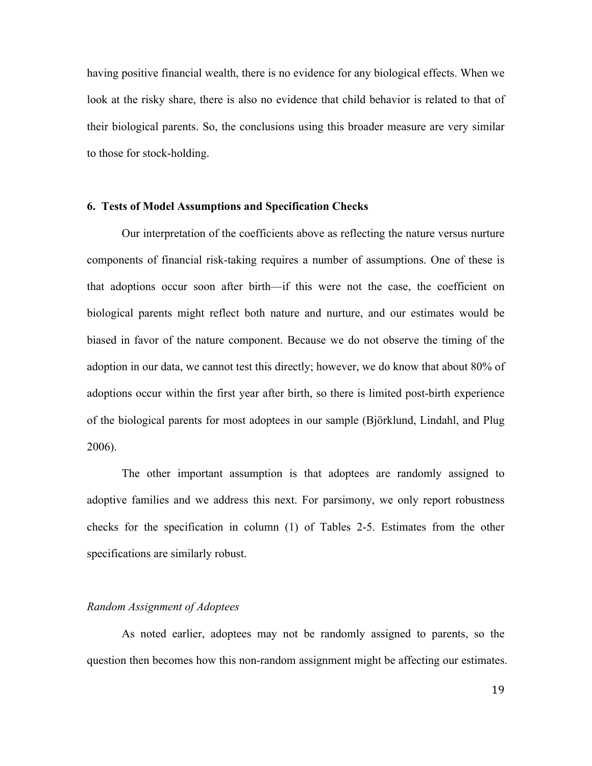having positive financial wealth, there is no evidence for any biological effects. When we look at the risky share, there is also no evidence that child behavior is related to that of their biological parents. So, the conclusions using this broader measure are very similar to those for stock-holding.

## 6. Tests of Model Assumptions and Specification Checks

Our interpretation of the coefficients above as reflecting the nature versus nurture components of financial risk-taking requires a number of assumptions. One of these is that adoptions occur soon after birth—if this were not the case, the coefficient on biological parents might reflect both nature and nurture, and our estimates would be biased in favor of the nature component. Because we do not observe the timing of the adoption in our data, we cannot test this directly; however, we do know that about 80% of adoptions occur within the first year after birth, so there is limited post-birth experience of the biological parents for most adoptees in our sample (Björklund, Lindahl, and Plug 2006).

The other important assumption is that adoptees are randomly assigned to adoptive families and we address this next. For parsimony, we only report robustness checks for the specification in column (1) of Tables 2-5. Estimates from the other specifications are similarly robust.

### *Random Assignment of Adoptees*

As noted earlier, adoptees may not be randomly assigned to parents, so the question then becomes how this non-random assignment might be affecting our estimates.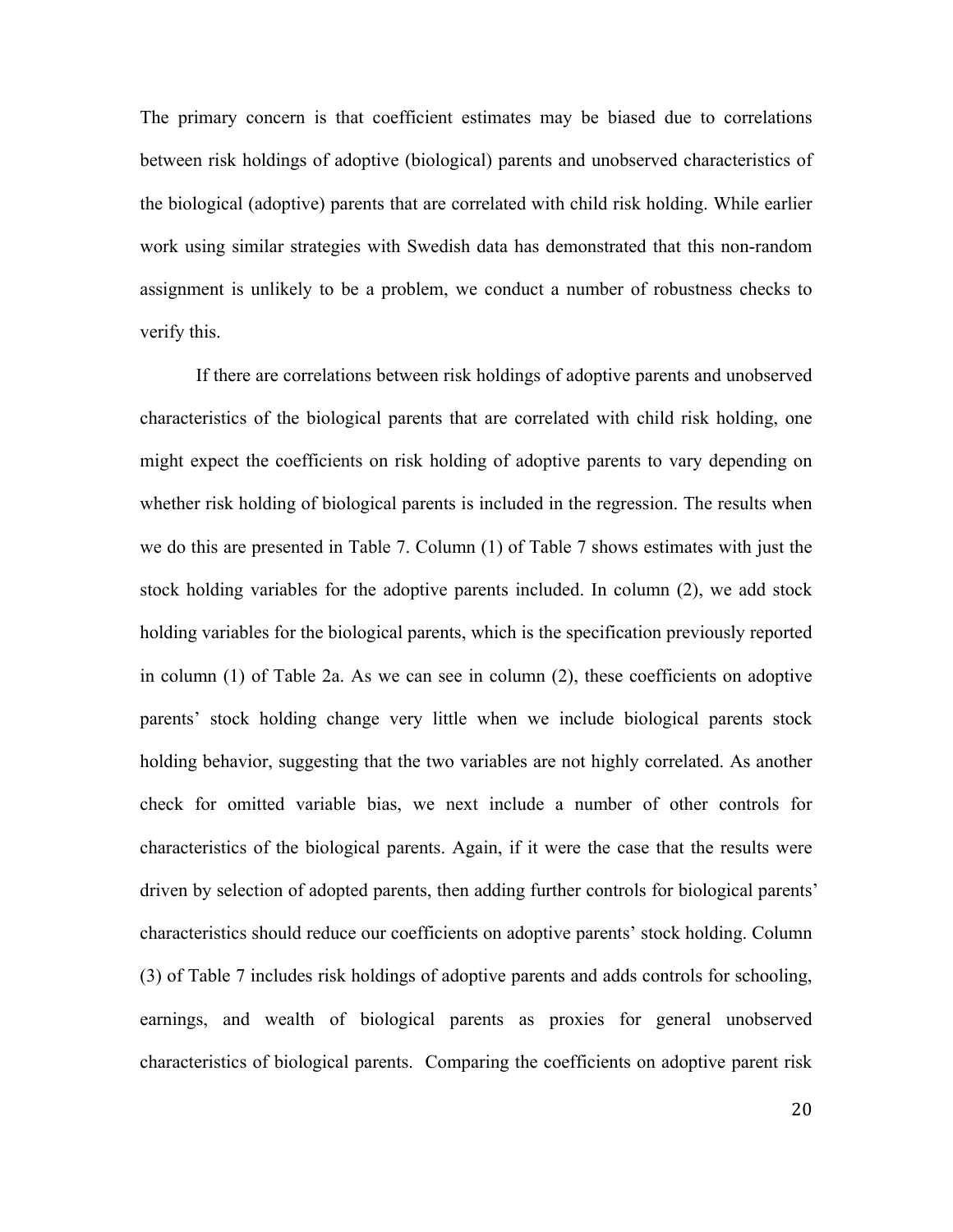The primary concern is that coefficient estimates may be biased due to correlations between risk holdings of adoptive (biological) parents and unobserved characteristics of the biological (adoptive) parents that are correlated with child risk holding. While earlier work using similar strategies with Swedish data has demonstrated that this non-random assignment is unlikely to be a problem, we conduct a number of robustness checks to verify this.

If there are correlations between risk holdings of adoptive parents and unobserved characteristics of the biological parents that are correlated with child risk holding, one might expect the coefficients on risk holding of adoptive parents to vary depending on whether risk holding of biological parents is included in the regression. The results when we do this are presented in Table 7. Column (1) of Table 7 shows estimates with just the stock holding variables for the adoptive parents included. In column (2), we add stock holding variables for the biological parents, which is the specification previously reported in column (1) of Table 2a. As we can see in column (2), these coefficients on adoptive parents' stock holding change very little when we include biological parents stock holding behavior, suggesting that the two variables are not highly correlated. As another check for omitted variable bias, we next include a number of other controls for characteristics of the biological parents. Again, if it were the case that the results were driven by selection of adopted parents, then adding further controls for biological parents' characteristics should reduce our coefficients on adoptive parents' stock holding. Column (3) of Table 7 includes risk holdings of adoptive parents and adds controls for schooling, earnings, and wealth of biological parents as proxies for general unobserved characteristics of biological parents. Comparing the coefficients on adoptive parent risk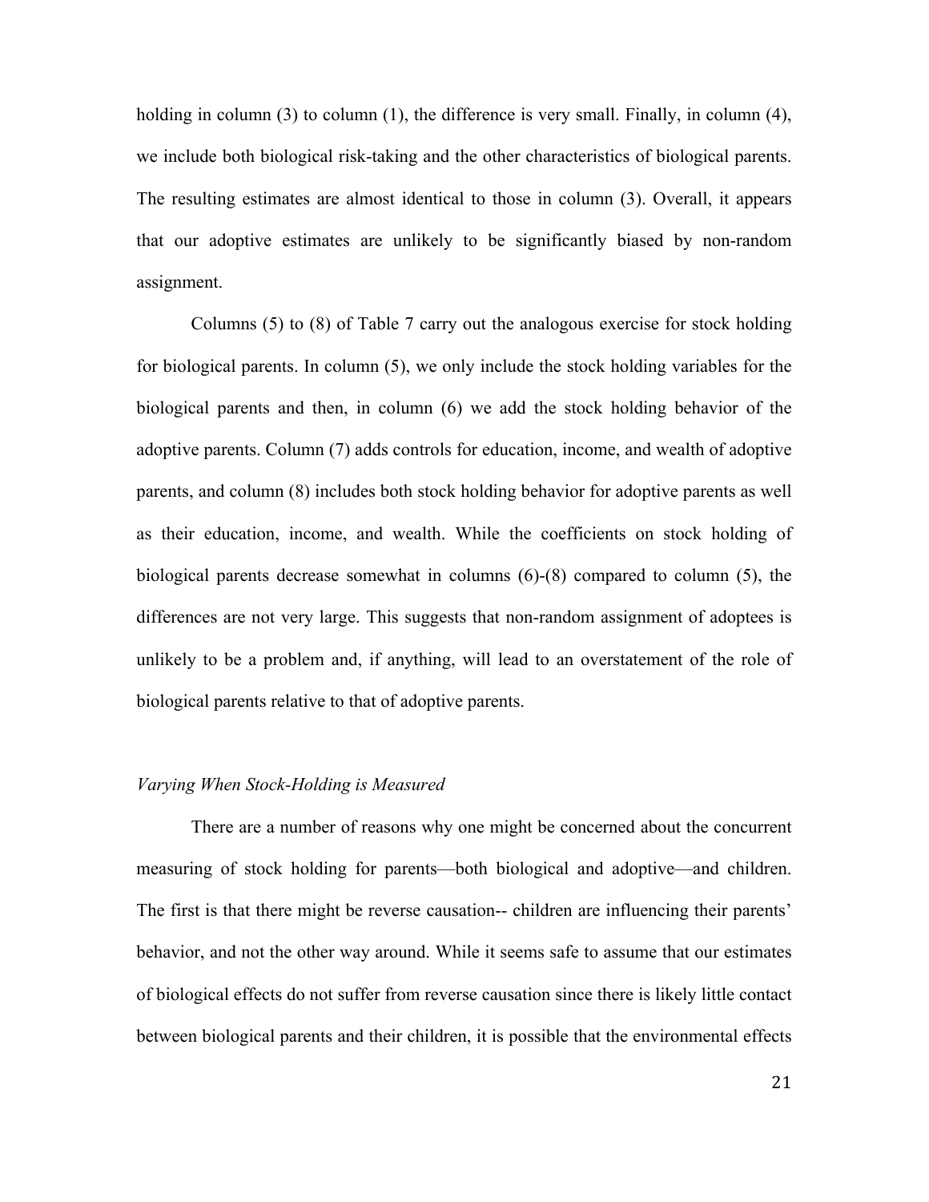holding in column (3) to column (1), the difference is very small. Finally, in column (4), we include both biological risk-taking and the other characteristics of biological parents. The resulting estimates are almost identical to those in column (3). Overall, it appears that our adoptive estimates are unlikely to be significantly biased by non-random assignment.

Columns (5) to (8) of Table 7 carry out the analogous exercise for stock holding for biological parents. In column (5), we only include the stock holding variables for the biological parents and then, in column (6) we add the stock holding behavior of the adoptive parents. Column (7) adds controls for education, income, and wealth of adoptive parents, and column (8) includes both stock holding behavior for adoptive parents as well as their education, income, and wealth. While the coefficients on stock holding of biological parents decrease somewhat in columns (6)-(8) compared to column (5), the differences are not very large. This suggests that non-random assignment of adoptees is unlikely to be a problem and, if anything, will lead to an overstatement of the role of biological parents relative to that of adoptive parents.

*Varying When Stock-Holding is Measured*

There are a number of reasons why one might be concerned about the concurrent measuring of stock holding for parents—both biological and adoptive—and children. The first is that there might be reverse causation-- children are influencing their parents' behavior, and not the other way around. While it seems safe to assume that our estimates of biological effects do not suffer from reverse causation since there is likely little contact between biological parents and their children, it is possible that the environmental effects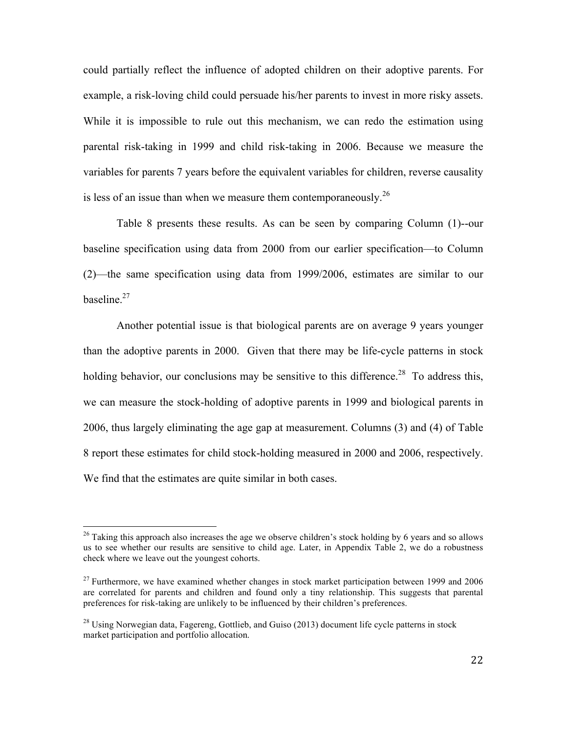could partially reflect the influence of adopted children on their adoptive parents. For example, a risk-loving child could persuade his/her parents to invest in more risky assets. While it is impossible to rule out this mechanism, we can redo the estimation using parental risk-taking in 1999 and child risk-taking in 2006. Because we measure the variables for parents 7 years before the equivalent variables for children, reverse causality is less of an issue than when we measure them contemporaneously.[26]

Table 8 presents these results. As can be seen by comparing Column (1)--our baseline specification using data from 2000 from our earlier specification—to Column (2)—the same specification using data from 1999/2006, estimates are similar to our baseline.[27]

Another potential issue is that biological parents are on average 9 years younger than the adoptive parents in 2000. Given that there may be life-cycle patterns in stock holding behavior, our conclusions may be sensitive to this difference.[28] To address this, we can measure the stock-holding of adoptive parents in 1999 and biological parents in 2006, thus largely eliminating the age gap at measurement. Columns (3) and (4) of Table 8 report these estimates for child stock-holding measured in 2000 and 2006, respectively. We find that the estimates are quite similar in both cases.

---

[26] Taking this approach also increases the age we observe children's stock holding by 6 years and so allows us to see whether our results are sensitive to child age. Later, in Appendix Table 2, we do a robustness check where we leave out the youngest cohorts.

[27] Furthermore, we have examined whether changes in stock market participation between 1999 and 2006 are correlated for parents and children and found only a tiny relationship. This suggests that parental preferences for risk-taking are unlikely to be influenced by their children's preferences.

[28] Using Norwegian data, Fagereng, Gottlieb, and Guiso (2013) document life cycle patterns in stock market participation and portfolio allocation.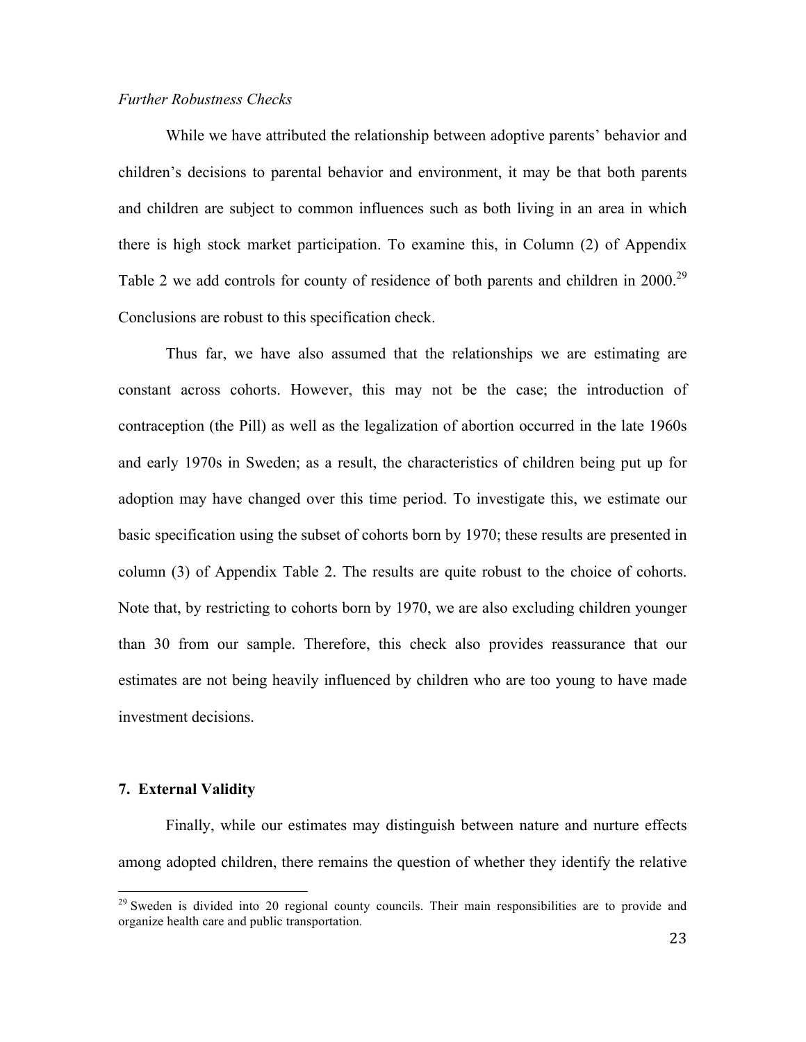*Further Robustness Checks*

While we have attributed the relationship between adoptive parents' behavior and children's decisions to parental behavior and environment, it may be that both parents and children are subject to common influences such as both living in an area in which there is high stock market participation. To examine this, in Column (2) of Appendix Table 2 we add controls for county of residence of both parents and children in 2000.[29] Conclusions are robust to this specification check.

Thus far, we have also assumed that the relationships we are estimating are constant across cohorts. However, this may not be the case; the introduction of contraception (the Pill) as well as the legalization of abortion occurred in the late 1960s and early 1970s in Sweden; as a result, the characteristics of children being put up for adoption may have changed over this time period. To investigate this, we estimate our basic specification using the subset of cohorts born by 1970; these results are presented in column (3) of Appendix Table 2. The results are quite robust to the choice of cohorts. Note that, by restricting to cohorts born by 1970, we are also excluding children younger than 30 from our sample. Therefore, this check also provides reassurance that our estimates are not being heavily influenced by children who are too young to have made investment decisions.

## 7. External Validity

Finally, while our estimates may distinguish between nature and nurture effects among adopted children, there remains the question of whether they identify the relative

[29] Sweden is divided into 20 regional county councils. Their main responsibilities are to provide and organize health care and public transportation.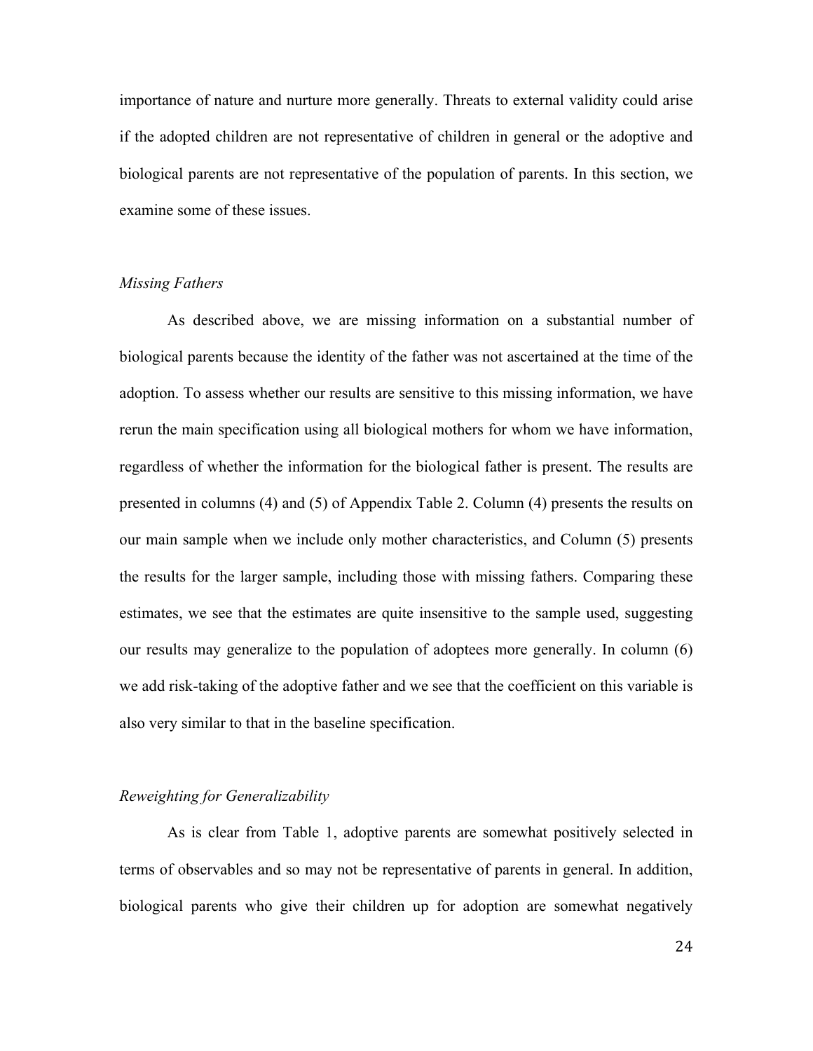importance of nature and nurture more generally. Threats to external validity could arise if the adopted children are not representative of children in general or the adoptive and biological parents are not representative of the population of parents. In this section, we examine some of these issues.

### *Missing Fathers*

As described above, we are missing information on a substantial number of biological parents because the identity of the father was not ascertained at the time of the adoption. To assess whether our results are sensitive to this missing information, we have rerun the main specification using all biological mothers for whom we have information, regardless of whether the information for the biological father is present. The results are presented in columns (4) and (5) of Appendix Table 2. Column (4) presents the results on our main sample when we include only mother characteristics, and Column (5) presents the results for the larger sample, including those with missing fathers. Comparing these estimates, we see that the estimates are quite insensitive to the sample used, suggesting our results may generalize to the population of adoptees more generally. In column (6) we add risk-taking of the adoptive father and we see that the coefficient on this variable is also very similar to that in the baseline specification.

### *Reweighting for Generalizability*

As is clear from Table 1, adoptive parents are somewhat positively selected in terms of observables and so may not be representative of parents in general. In addition, biological parents who give their children up for adoption are somewhat negatively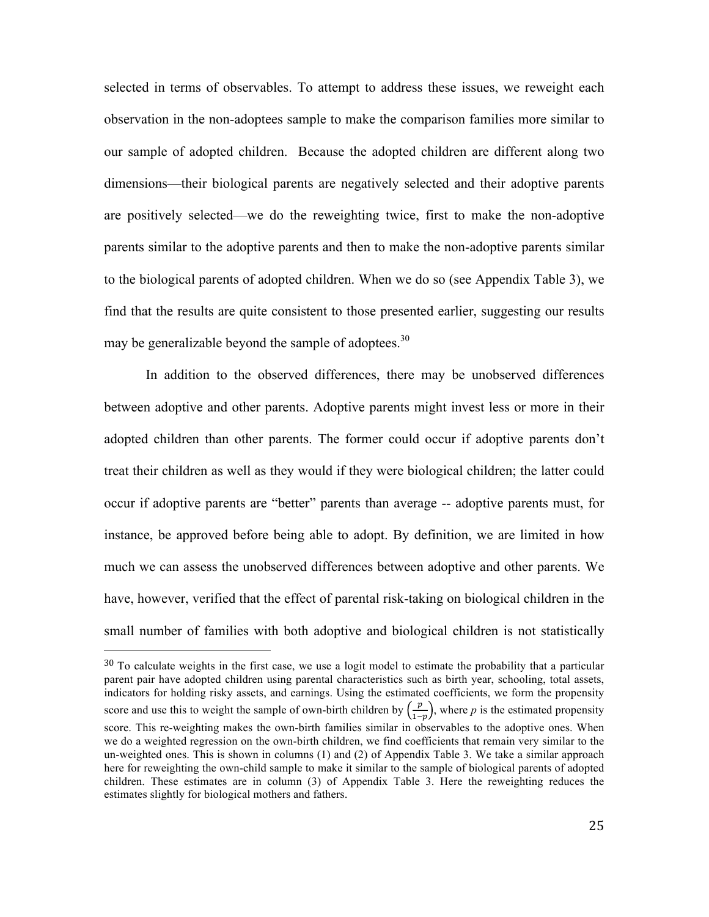selected in terms of observables. To attempt to address these issues, we reweight each observation in the non-adoptees sample to make the comparison families more similar to our sample of adopted children. Because the adopted children are different along two dimensions—their biological parents are negatively selected and their adoptive parents are positively selected—we do the reweighting twice, first to make the non-adoptive parents similar to the adoptive parents and then to make the non-adoptive parents similar to the biological parents of adopted children. When we do so (see Appendix Table 3), we find that the results are quite consistent to those presented earlier, suggesting our results may be generalizable beyond the sample of adoptees.[30]

In addition to the observed differences, there may be unobserved differences between adoptive and other parents. Adoptive parents might invest less or more in their adopted children than other parents. The former could occur if adoptive parents don't treat their children as well as they would if they were biological children; the latter could occur if adoptive parents are "better" parents than average -- adoptive parents must, for instance, be approved before being able to adopt. By definition, we are limited in how much we can assess the unobserved differences between adoptive and other parents. We have, however, verified that the effect of parental risk-taking on biological children in the small number of families with both adoptive and biological children is not statistically

---

[30] To calculate weights in the first case, we use a logit model to estimate the probability that a particular parent pair have adopted children using parental characteristics such as birth year, schooling, total assets, indicators for holding risky assets, and earnings. Using the estimated coefficients, we form the propensity score and use this to weight the sample of own-birth children by $\left(\frac{p}{1-p}\right)$, where $p$ is the estimated propensity score. This re-weighting makes the own-birth families similar in observables to the adoptive ones. When we do a weighted regression on the own-birth children, we find coefficients that remain very similar to the un-weighted ones. This is shown in columns (1) and (2) of Appendix Table 3. We take a similar approach here for reweighting the own-child sample to make it similar to the sample of biological parents of adopted children. These estimates are in column (3) of Appendix Table 3. Here the reweighting reduces the estimates slightly for biological mothers and fathers.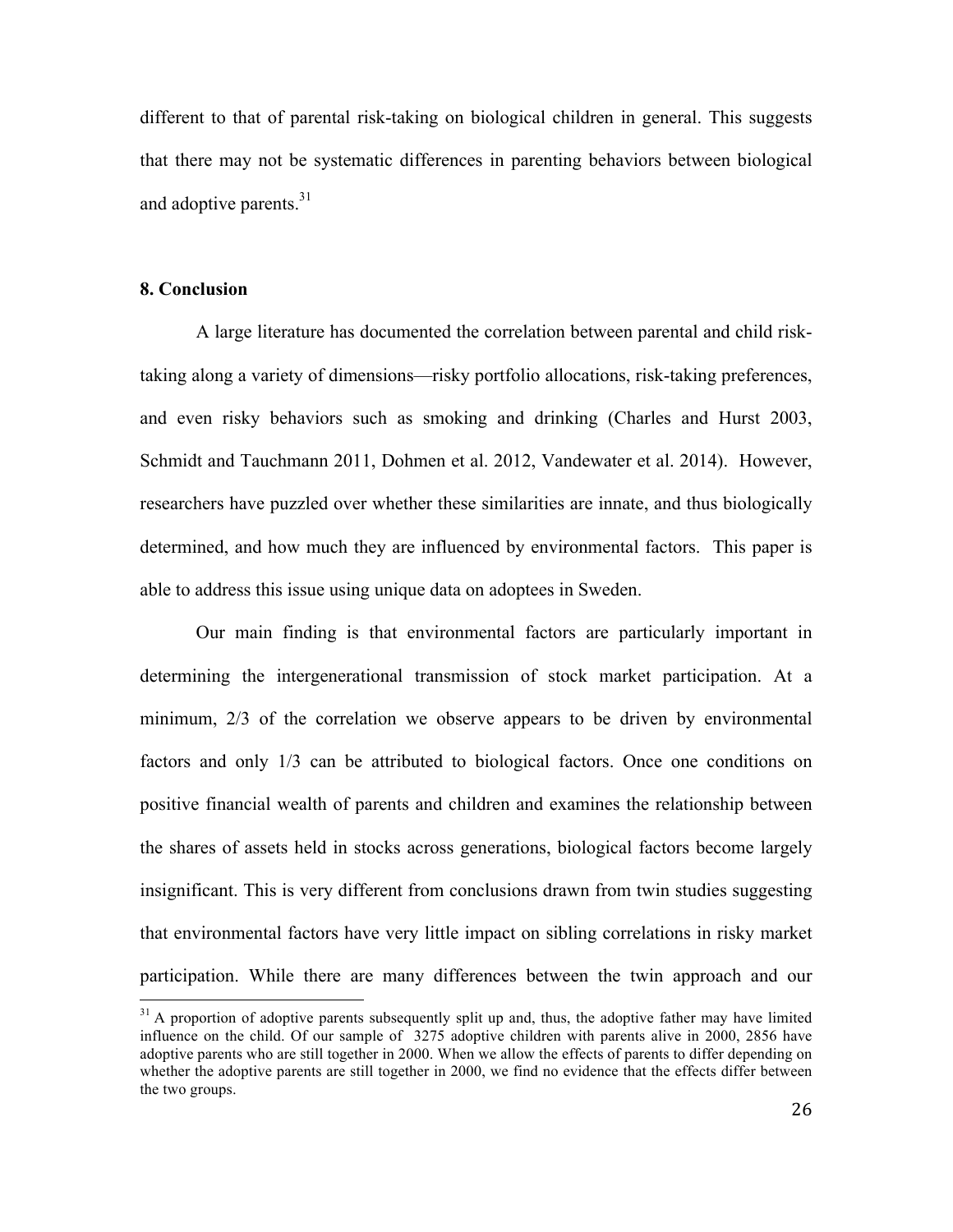different to that of parental risk-taking on biological children in general. This suggests that there may not be systematic differences in parenting behaviors between biological and adoptive parents.[31]

## 8. Conclusion

A large literature has documented the correlation between parental and child risk-taking along a variety of dimensions—risky portfolio allocations, risk-taking preferences, and even risky behaviors such as smoking and drinking (Charles and Hurst 2003, Schmidt and Tauchmann 2011, Dohmen et al. 2012, Vandewater et al. 2014). However, researchers have puzzled over whether these similarities are innate, and thus biologically determined, and how much they are influenced by environmental factors. This paper is able to address this issue using unique data on adoptees in Sweden.

Our main finding is that environmental factors are particularly important in determining the intergenerational transmission of stock market participation. At a minimum, 2/3 of the correlation we observe appears to be driven by environmental factors and only 1/3 can be attributed to biological factors. Once one conditions on positive financial wealth of parents and children and examines the relationship between the shares of assets held in stocks across generations, biological factors become largely insignificant. This is very different from conclusions drawn from twin studies suggesting that environmental factors have very little impact on sibling correlations in risky market participation. While there are many differences between the twin approach and our

[31] A proportion of adoptive parents subsequently split up and, thus, the adoptive father may have limited influence on the child. Of our sample of 3275 adoptive children with parents alive in 2000, 2856 have adoptive parents who are still together in 2000. When we allow the effects of parents to differ depending on whether the adoptive parents are still together in 2000, we find no evidence that the effects differ between the two groups.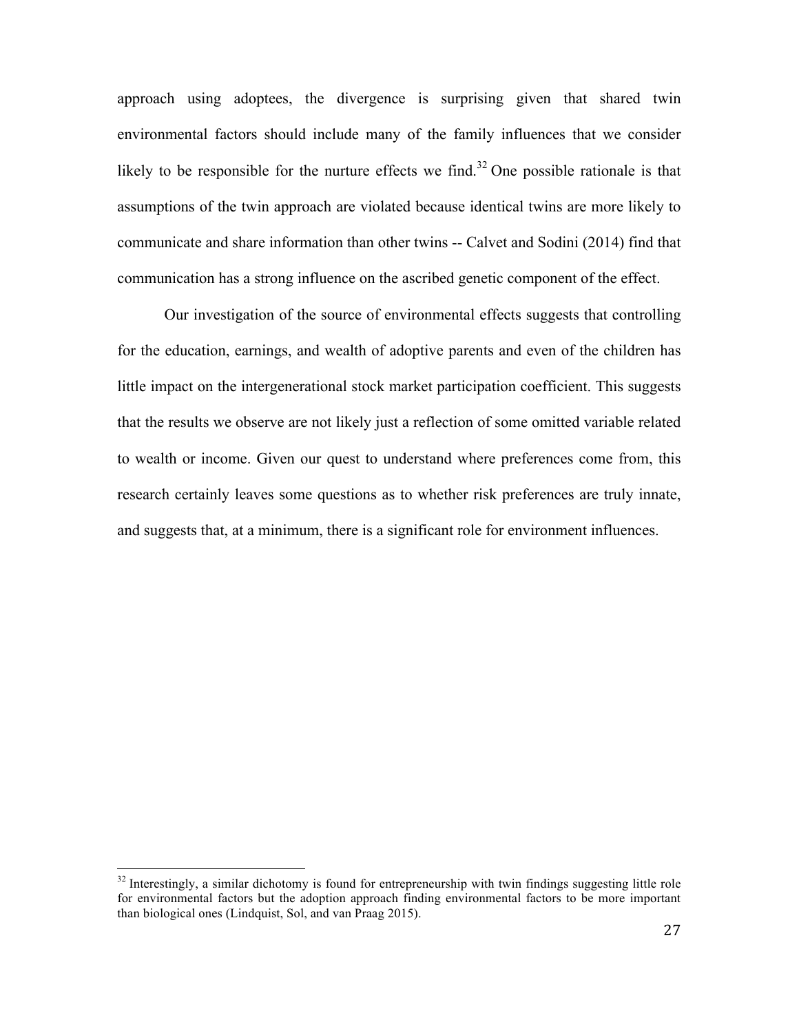approach using adoptees, the divergence is surprising given that shared twin environmental factors should include many of the family influences that we consider likely to be responsible for the nurture effects we find.[32] One possible rationale is that assumptions of the twin approach are violated because identical twins are more likely to communicate and share information than other twins -- Calvet and Sodini (2014) find that communication has a strong influence on the ascribed genetic component of the effect.

Our investigation of the source of environmental effects suggests that controlling for the education, earnings, and wealth of adoptive parents and even of the children has little impact on the intergenerational stock market participation coefficient. This suggests that the results we observe are not likely just a reflection of some omitted variable related to wealth or income. Given our quest to understand where preferences come from, this research certainly leaves some questions as to whether risk preferences are truly innate, and suggests that, at a minimum, there is a significant role for environment influences.

---

[32] Interestingly, a similar dichotomy is found for entrepreneurship with twin findings suggesting little role for environmental factors but the adoption approach finding environmental factors to be more important than biological ones (Lindquist, Sol, and van Praag 2015).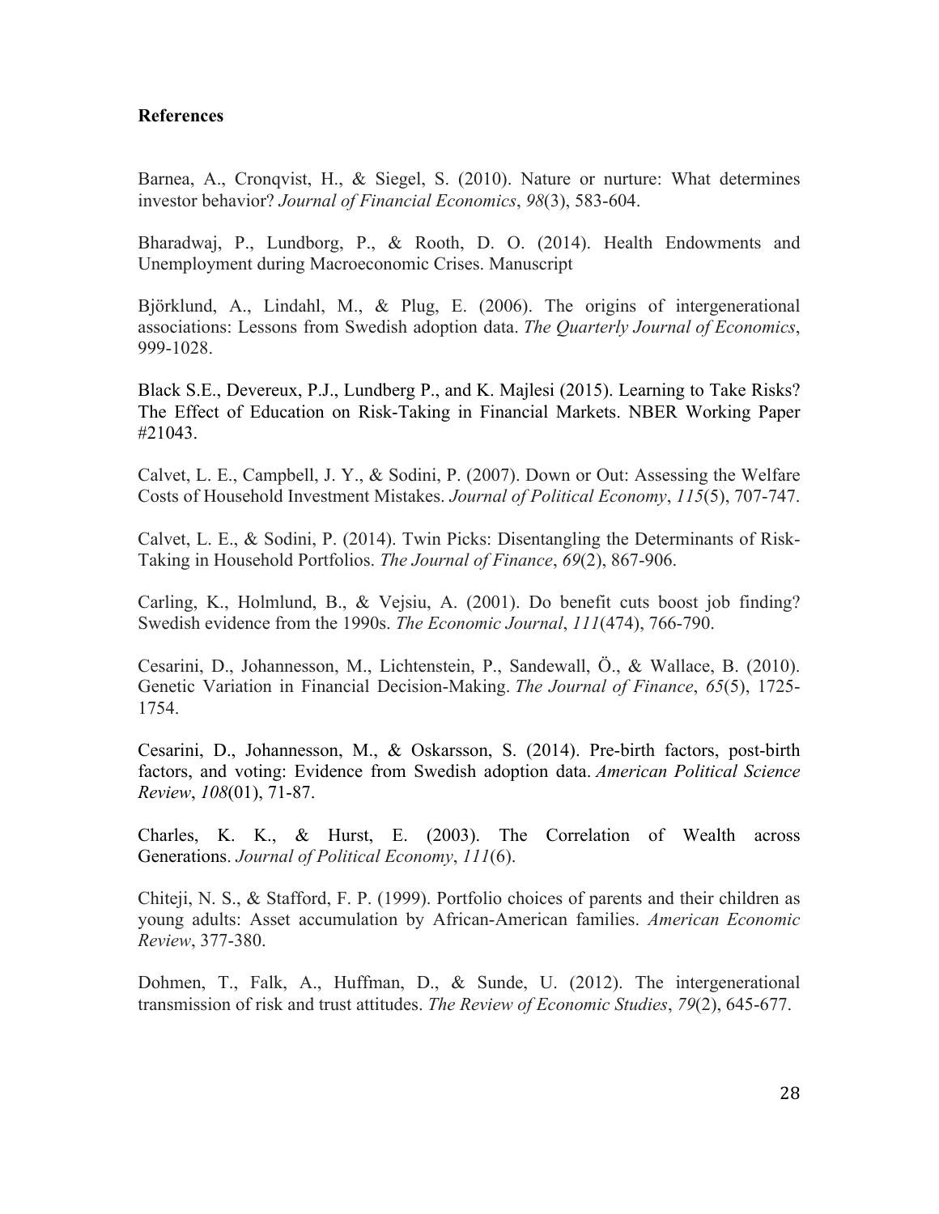**References**

Barnea, A., Cronqvist, H., & Siegel, S. (2010). Nature or nurture: What determines investor behavior? *Journal of Financial Economics*, *98*(3), 583-604.

Bharadwaj, P., Lundborg, P., & Rooth, D. O. (2014). Health Endowments and Unemployment during Macroeconomic Crises. Manuscript

Björklund, A., Lindahl, M., & Plug, E. (2006). The origins of intergenerational associations: Lessons from Swedish adoption data. *The Quarterly Journal of Economics*, 999-1028.

Black S.E., Devereux, P.J., Lundberg P., and K. Majlesi (2015). Learning to Take Risks? The Effect of Education on Risk-Taking in Financial Markets. NBER Working Paper #21043.

Calvet, L. E., Campbell, J. Y., & Sodini, P. (2007). Down or Out: Assessing the Welfare Costs of Household Investment Mistakes. *Journal of Political Economy*, *115*(5), 707-747.

Calvet, L. E., & Sodini, P. (2014). Twin Picks: Disentangling the Determinants of Risk-Taking in Household Portfolios. *The Journal of Finance*, *69*(2), 867-906.

Carling, K., Holmlund, B., & Vejsiu, A. (2001). Do benefit cuts boost job finding? Swedish evidence from the 1990s. *The Economic Journal*, *111*(474), 766-790.

Cesarini, D., Johannesson, M., Lichtenstein, P., Sandewall, Ö., & Wallace, B. (2010). Genetic Variation in Financial Decision-Making. *The Journal of Finance*, *65*(5), 1725-1754.

Cesarini, D., Johannesson, M., & Oskarsson, S. (2014). Pre-birth factors, post-birth factors, and voting: Evidence from Swedish adoption data. *American Political Science Review*, *108*(01), 71-87.

Charles, K. K., & Hurst, E. (2003). The Correlation of Wealth across Generations. *Journal of Political Economy*, *111*(6).

Chiteji, N. S., & Stafford, F. P. (1999). Portfolio choices of parents and their children as young adults: Asset accumulation by African-American families. *American Economic Review*, 377-380.

Dohmen, T., Falk, A., Huffman, D., & Sunde, U. (2012). The intergenerational transmission of risk and trust attitudes. *The Review of Economic Studies*, *79*(2), 645-677.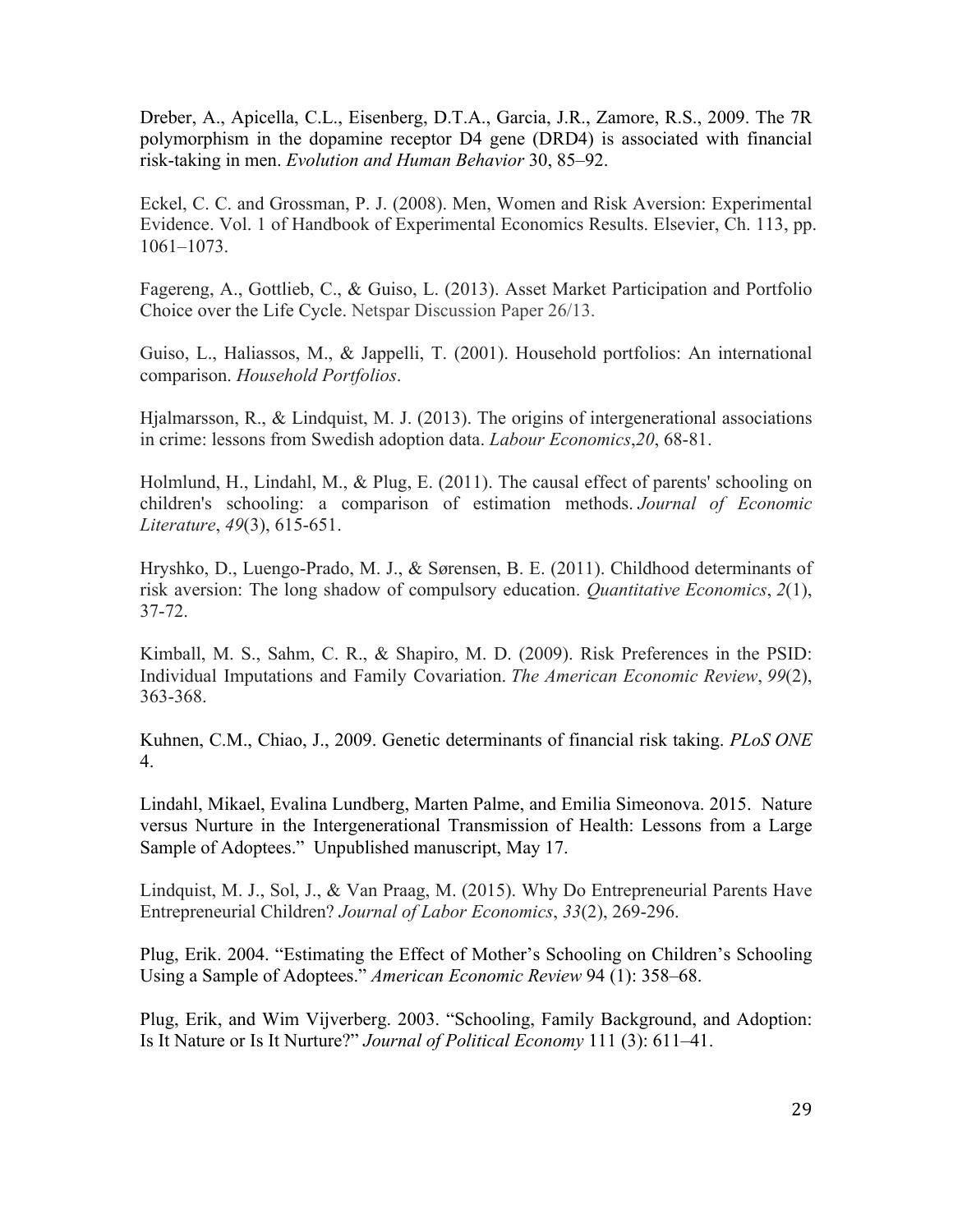Dreber, A., Apicella, C.L., Eisenberg, D.T.A., Garcia, J.R., Zamore, R.S., 2009. The 7R polymorphism in the dopamine receptor D4 gene (DRD4) is associated with financial risk-taking in men. *Evolution and Human Behavior* 30, 85–92.

Eckel, C. C. and Grossman, P. J. (2008). Men, Women and Risk Aversion: Experimental Evidence. Vol. 1 of Handbook of Experimental Economics Results. Elsevier, Ch. 113, pp. 1061–1073.

Fagereng, A., Gottlieb, C., & Guiso, L. (2013). Asset Market Participation and Portfolio Choice over the Life Cycle. Netspar Discussion Paper 26/13.

Guiso, L., Haliassos, M., & Jappelli, T. (2001). Household portfolios: An international comparison. *Household Portfolios*.

Hjalmarsson, R., & Lindquist, M. J. (2013). The origins of intergenerational associations in crime: lessons from Swedish adoption data. *Labour Economics*,*20*, 68-81.

Holmlund, H., Lindahl, M., & Plug, E. (2011). The causal effect of parents' schooling on children's schooling: a comparison of estimation methods. *Journal of Economic Literature*, *49*(3), 615-651.

Hryshko, D., Luengo-Prado, M. J., & Sørensen, B. E. (2011). Childhood determinants of risk aversion: The long shadow of compulsory education. *Quantitative Economics*, *2*(1), 37-72.

Kimball, M. S., Sahm, C. R., & Shapiro, M. D. (2009). Risk Preferences in the PSID: Individual Imputations and Family Covariation. *The American Economic Review*, *99*(2), 363-368.

Kuhnen, C.M., Chiao, J., 2009. Genetic determinants of financial risk taking. *PLoS ONE* 4.

Lindahl, Mikael, Evalina Lundberg, Marten Palme, and Emilia Simeonova. 2015. Nature versus Nurture in the Intergenerational Transmission of Health: Lessons from a Large Sample of Adoptees." Unpublished manuscript, May 17.

Lindquist, M. J., Sol, J., & Van Praag, M. (2015). Why Do Entrepreneurial Parents Have Entrepreneurial Children? *Journal of Labor Economics*, *33*(2), 269-296.

Plug, Erik. 2004. "Estimating the Effect of Mother's Schooling on Children's Schooling Using a Sample of Adoptees." *American Economic Review* 94 (1): 358–68.

Plug, Erik, and Wim Vijverberg. 2003. "Schooling, Family Background, and Adoption: Is It Nature or Is It Nurture?" *Journal of Political Economy* 111 (3): 611–41.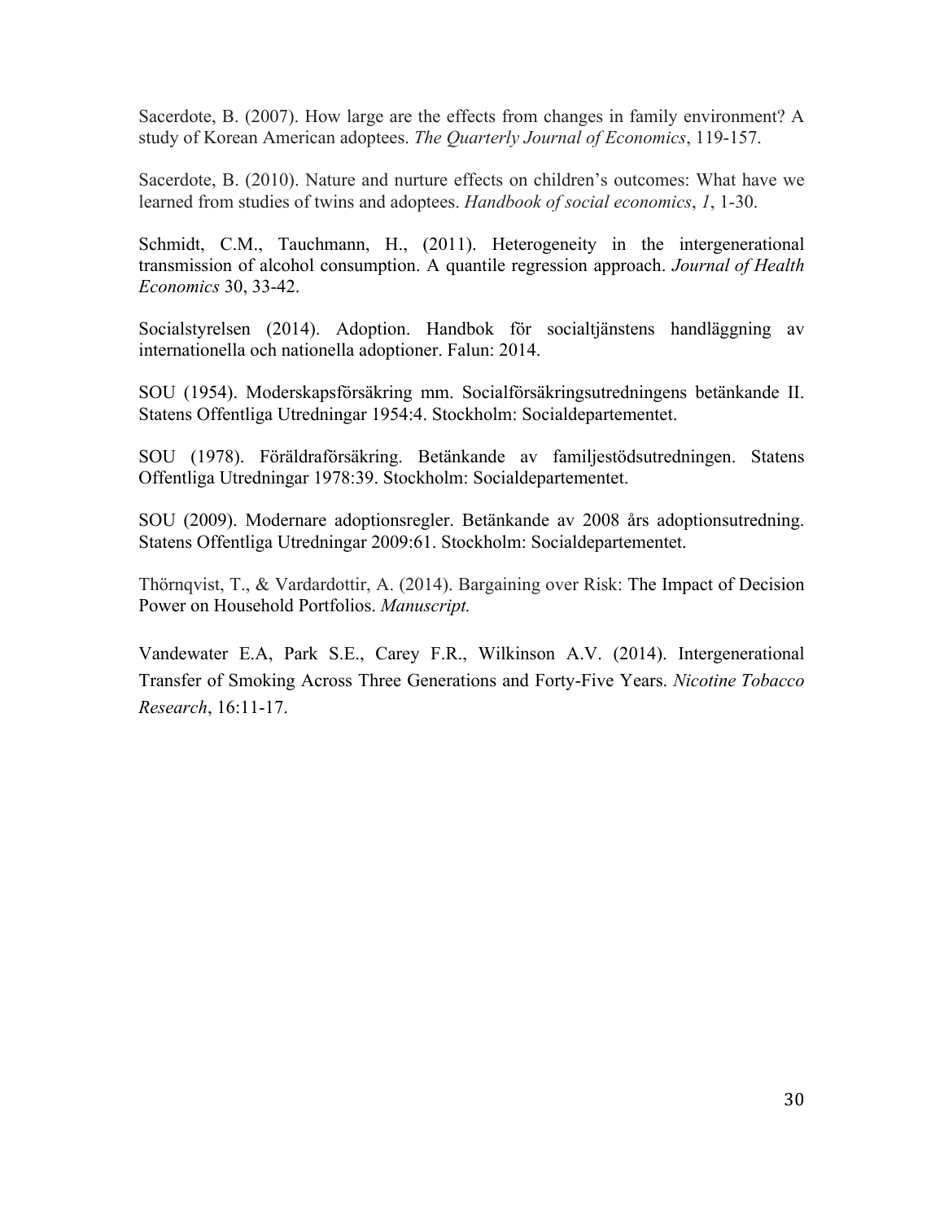Sacerdote, B. (2007). How large are the effects from changes in family environment? A study of Korean American adoptees. *The Quarterly Journal of Economics*, 119-157.

Sacerdote, B. (2010). Nature and nurture effects on children's outcomes: What have we learned from studies of twins and adoptees. *Handbook of social economics*, *1*, 1-30.

Schmidt, C.M., Tauchmann, H., (2011). Heterogeneity in the intergenerational transmission of alcohol consumption. A quantile regression approach. *Journal of Health Economics* 30, 33-42.

Socialstyrelsen (2014). Adoption. Handbok för socialtjänstens handläggning av internationella och nationella adoptioner. Falun: 2014.

SOU (1954). Moderskapsförsäkring mm. Socialförsäkringsutredningens betänkande II. Statens Offentliga Utredningar 1954:4. Stockholm: Socialdepartementet.

SOU (1978). Föräldraförsäkring. Betänkande av familjestödsutredningen. Statens Offentliga Utredningar 1978:39. Stockholm: Socialdepartementet.

SOU (2009). Modernare adoptionsregler. Betänkande av 2008 års adoptionsutredning. Statens Offentliga Utredningar 2009:61. Stockholm: Socialdepartementet.

Thörnqvist, T., & Vardardottir, A. (2014). Bargaining over Risk: The Impact of Decision Power on Household Portfolios. *Manuscript.*

Vandewater E.A, Park S.E., Carey F.R., Wilkinson A.V. (2014). Intergenerational Transfer of Smoking Across Three Generations and Forty-Five Years. *Nicotine Tobacco Research*, 16:11-17.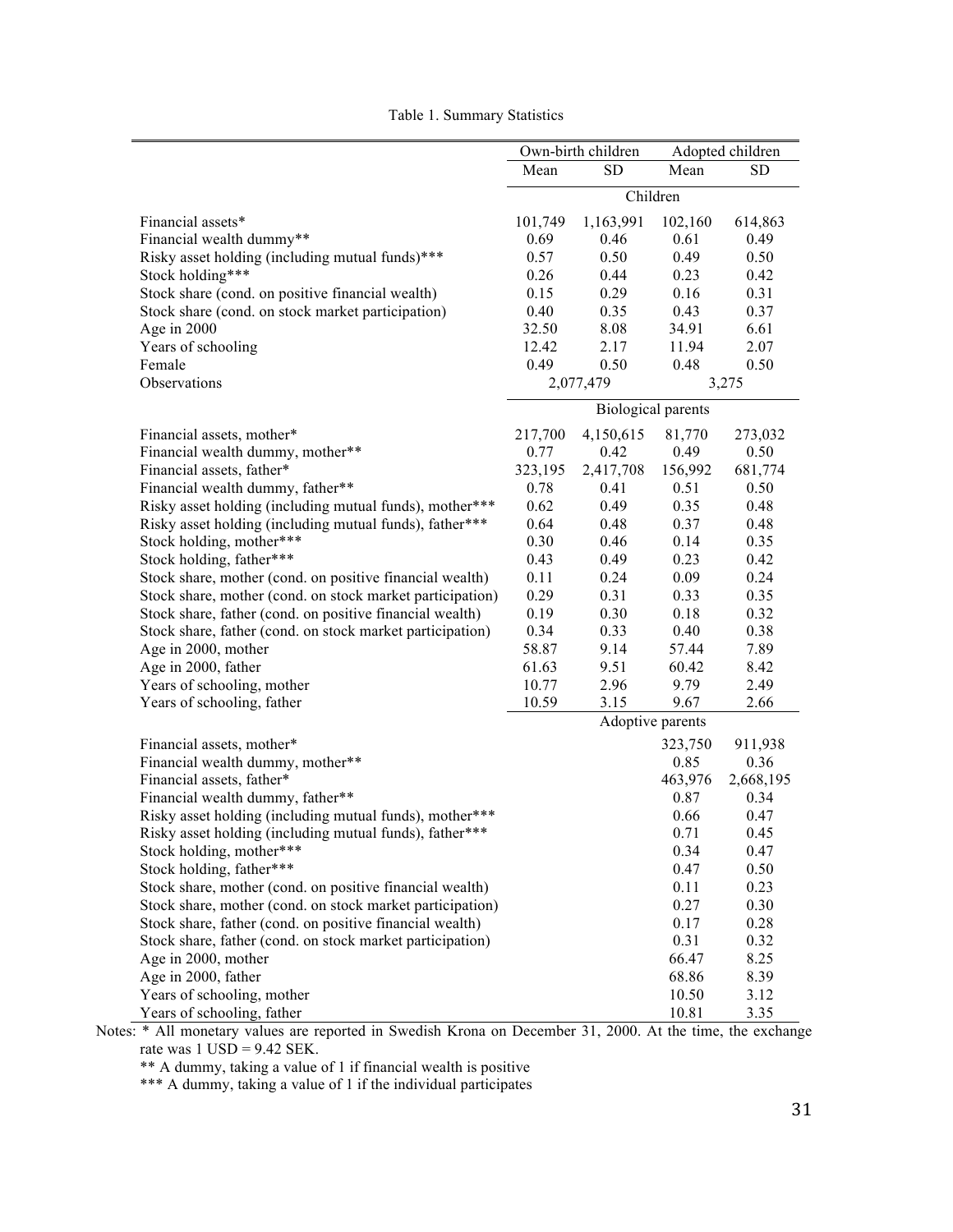Table 1. Summary Statistics

| | Own-birth children | | Adopted children | |
|---|---|---|---|---|
| | Mean | SD | Mean | SD |
| | **Children** | | | |
| Financial assets* | 101,749 | 1,163,991 | 102,160 | 614,863 |
| Financial wealth dummy** | 0.69 | 0.46 | 0.61 | 0.49 |
| Risky asset holding (including mutual funds)*** | 0.57 | 0.50 | 0.49 | 0.50 |
| Stock holding*** | 0.26 | 0.44 | 0.23 | 0.42 |
| Stock share (cond. on positive financial wealth) | 0.15 | 0.29 | 0.16 | 0.31 |
| Stock share (cond. on stock market participation) | 0.40 | 0.35 | 0.43 | 0.37 |
| Age in 2000 | 32.50 | 8.08 | 34.91 | 6.61 |
| Years of schooling | 12.42 | 2.17 | 11.94 | 2.07 |
| Female | 0.49 | 0.50 | 0.48 | 0.50 |
| Observations | 2,077,479 | | 3,275 | |
| | **Biological parents** | | | |
| Financial assets, mother* | 217,700 | 4,150,615 | 81,770 | 273,032 |
| Financial wealth dummy, mother** | 0.77 | 0.42 | 0.49 | 0.50 |
| Financial assets, father* | 323,195 | 2,417,708 | 156,992 | 681,774 |
| Financial wealth dummy, father** | 0.78 | 0.41 | 0.51 | 0.50 |
| Risky asset holding (including mutual funds), mother*** | 0.62 | 0.49 | 0.35 | 0.48 |
| Risky asset holding (including mutual funds), father*** | 0.64 | 0.48 | 0.37 | 0.48 |
| Stock holding, mother*** | 0.30 | 0.46 | 0.14 | 0.35 |
| Stock holding, father*** | 0.43 | 0.49 | 0.23 | 0.42 |
| Stock share, mother (cond. on positive financial wealth) | 0.11 | 0.24 | 0.09 | 0.24 |
| Stock share, mother (cond. on stock market participation) | 0.29 | 0.31 | 0.33 | 0.35 |
| Stock share, father (cond. on positive financial wealth) | 0.19 | 0.30 | 0.18 | 0.32 |
| Stock share, father (cond. on stock market participation) | 0.34 | 0.33 | 0.40 | 0.38 |
| Age in 2000, mother | 58.87 | 9.14 | 57.44 | 7.89 |
| Age in 2000, father | 61.63 | 9.51 | 60.42 | 8.42 |
| Years of schooling, mother | 10.77 | 2.96 | 9.79 | 2.49 |
| Years of schooling, father | 10.59 | 3.15 | 9.67 | 2.66 |
| | **Adoptive parents** | | | |
| Financial assets, mother* | | | 323,750 | 911,938 |
| Financial wealth dummy, mother** | | | 0.85 | 0.36 |
| Financial assets, father* | | | 463,976 | 2,668,195 |
| Financial wealth dummy, father** | | | 0.87 | 0.34 |
| Risky asset holding (including mutual funds), mother*** | | | 0.66 | 0.47 |
| Risky asset holding (including mutual funds), father*** | | | 0.71 | 0.45 |
| Stock holding, mother*** | | | 0.34 | 0.47 |
| Stock holding, father*** | | | 0.47 | 0.50 |
| Stock share, mother (cond. on positive financial wealth) | | | 0.11 | 0.23 |
| Stock share, mother (cond. on stock market participation) | | | 0.27 | 0.30 |
| Stock share, father (cond. on positive financial wealth) | | | 0.17 | 0.28 |
| Stock share, father (cond. on stock market participation) | | | 0.31 | 0.32 |
| Age in 2000, mother | | | 66.47 | 8.25 |
| Age in 2000, father | | | 68.86 | 8.39 |
| Years of schooling, mother | | | 10.50 | 3.12 |
| Years of schooling, father | | | 10.81 | 3.35 |

Notes: * All monetary values are reported in Swedish Krona on December 31, 2000. At the time, the exchange rate was 1 USD = 9.42 SEK.

** A dummy, taking a value of 1 if financial wealth is positive

*** A dummy, taking a value of 1 if the individual participates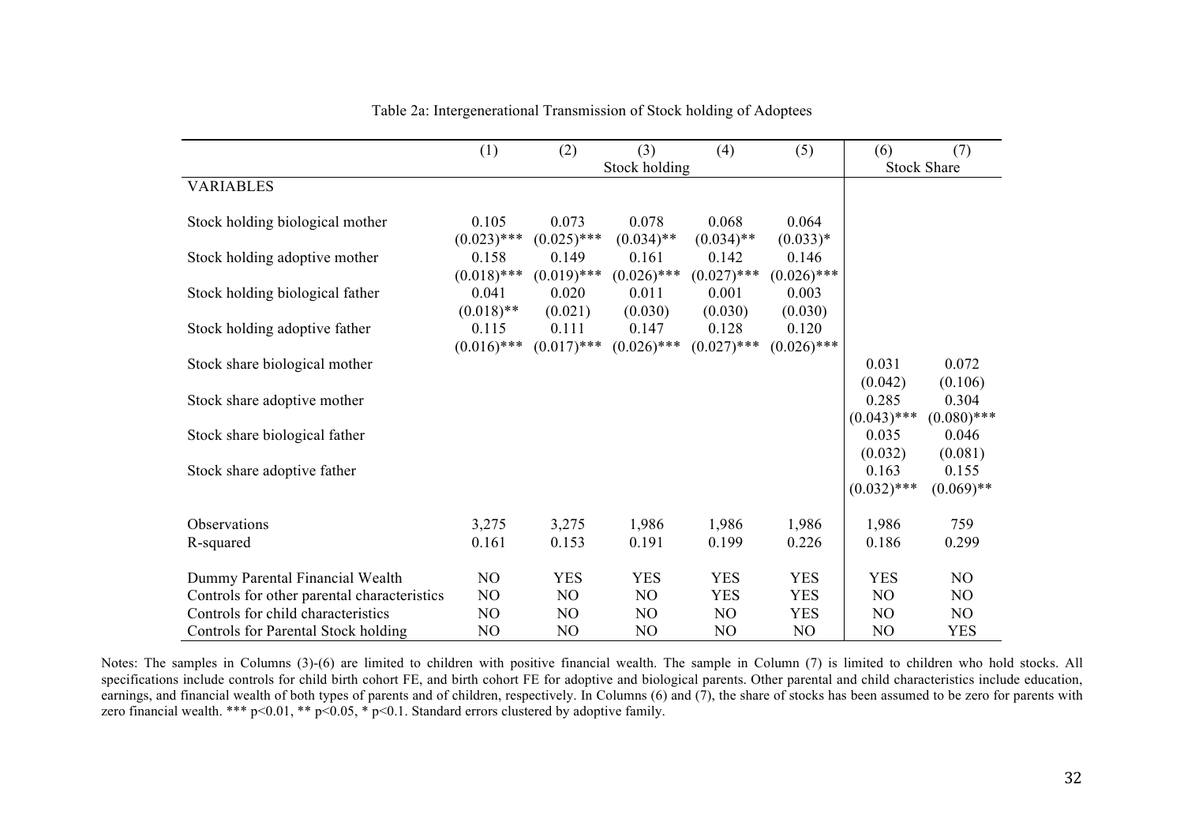Table 2a: Intergenerational Transmission of Stock holding of Adoptees

| | (1) | (2) | (3) | (4) | (5) | (6) | (7) |
|---|---|---|---|---|---|---|---|
| | | | Stock holding | | | Stock Share | |
| VARIABLES | | | | | | | |
| Stock holding biological mother | 0.105 | 0.073 | 0.078 | 0.068 | 0.064 | | |
| | (0.023)*** | (0.025)*** | (0.034)** | (0.034)** | (0.033)* | | |
| Stock holding adoptive mother | 0.158 | 0.149 | 0.161 | 0.142 | 0.146 | | |
| | (0.018)*** | (0.019)*** | (0.026)*** | (0.027)*** | (0.026)*** | | |
| Stock holding biological father | 0.041 | 0.020 | 0.011 | 0.001 | 0.003 | | |
| | (0.018)** | (0.021) | (0.030) | (0.030) | (0.030) | | |
| Stock holding adoptive father | 0.115 | 0.111 | 0.147 | 0.128 | 0.120 | | |
| | (0.016)*** | (0.017)*** | (0.026)*** | (0.027)*** | (0.026)*** | | |
| Stock share biological mother | | | | | | 0.031 | 0.072 |
| | | | | | | (0.042) | (0.106) |
| Stock share adoptive mother | | | | | | 0.285 | 0.304 |
| | | | | | | (0.043)*** | (0.080)*** |
| Stock share biological father | | | | | | 0.035 | 0.046 |
| | | | | | | (0.032) | (0.081) |
| Stock share adoptive father | | | | | | 0.163 | 0.155 |
| | | | | | | (0.032)*** | (0.069)** |
| Observations | 3,275 | 3,275 | 1,986 | 1,986 | 1,986 | 1,986 | 759 |
| R-squared | 0.161 | 0.153 | 0.191 | 0.199 | 0.226 | 0.186 | 0.299 |
| Dummy Parental Financial Wealth | NO | YES | YES | YES | YES | YES | NO |
| Controls for other parental characteristics | NO | NO | NO | YES | YES | NO | NO |
| Controls for child characteristics | NO | NO | NO | NO | YES | NO | NO |
| Controls for Parental Stock holding | NO | NO | NO | NO | NO | NO | YES |

Notes: The samples in Columns (3)-(6) are limited to children with positive financial wealth. The sample in Column (7) is limited to children who hold stocks. All specifications include controls for child birth cohort FE, and birth cohort FE for adoptive and biological parents. Other parental and child characteristics include education, earnings, and financial wealth of both types of parents and of children, respectively. In Columns (6) and (7), the share of stocks has been assumed to be zero for parents with zero financial wealth. *** $p<0.01$, ** $p<0.05$, * $p<0.1$. Standard errors clustered by adoptive family.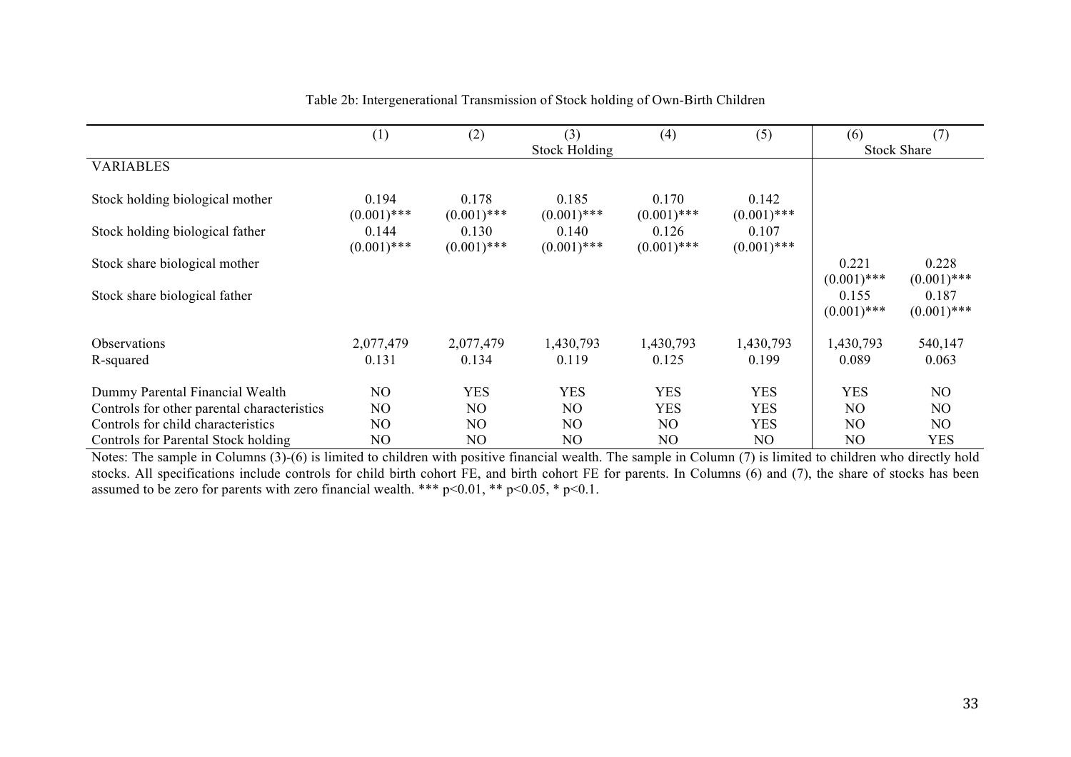Table 2b: Intergenerational Transmission of Stock holding of Own-Birth Children

| | (1) | (2) | (3) | (4) | (5) | (6) | (7) |
|---|---|---|---|---|---|---|---|
| | | | Stock Holding | | | Stock Share | |
| VARIABLES | | | | | | | |
| Stock holding biological mother | 0.194 | 0.178 | 0.185 | 0.170 | 0.142 | | |
| | (0.001)*** | (0.001)*** | (0.001)*** | (0.001)*** | (0.001)*** | | |
| Stock holding biological father | 0.144 | 0.130 | 0.140 | 0.126 | 0.107 | | |
| | (0.001)*** | (0.001)*** | (0.001)*** | (0.001)*** | (0.001)*** | | |
| Stock share biological mother | | | | | | 0.221 | 0.228 |
| | | | | | | (0.001)*** | (0.001)*** |
| Stock share biological father | | | | | | 0.155 | 0.187 |
| | | | | | | (0.001)*** | (0.001)*** |
| Observations | 2,077,479 | 2,077,479 | 1,430,793 | 1,430,793 | 1,430,793 | 1,430,793 | 540,147 |
| R-squared | 0.131 | 0.134 | 0.119 | 0.125 | 0.199 | 0.089 | 0.063 |
| Dummy Parental Financial Wealth | NO | YES | YES | YES | YES | YES | NO |
| Controls for other parental characteristics | NO | NO | NO | YES | YES | NO | NO |
| Controls for child characteristics | NO | NO | NO | NO | YES | NO | NO |
| Controls for Parental Stock holding | NO | NO | NO | NO | NO | NO | YES |

Notes: The sample in Columns (3)-(6) is limited to children with positive financial wealth. The sample in Column (7) is limited to children who directly hold stocks. All specifications include controls for child birth cohort FE, and birth cohort FE for parents. In Columns (6) and (7), the share of stocks has been assumed to be zero for parents with zero financial wealth. *** $p<0.01$, ** $p<0.05$, * $p<0.1$.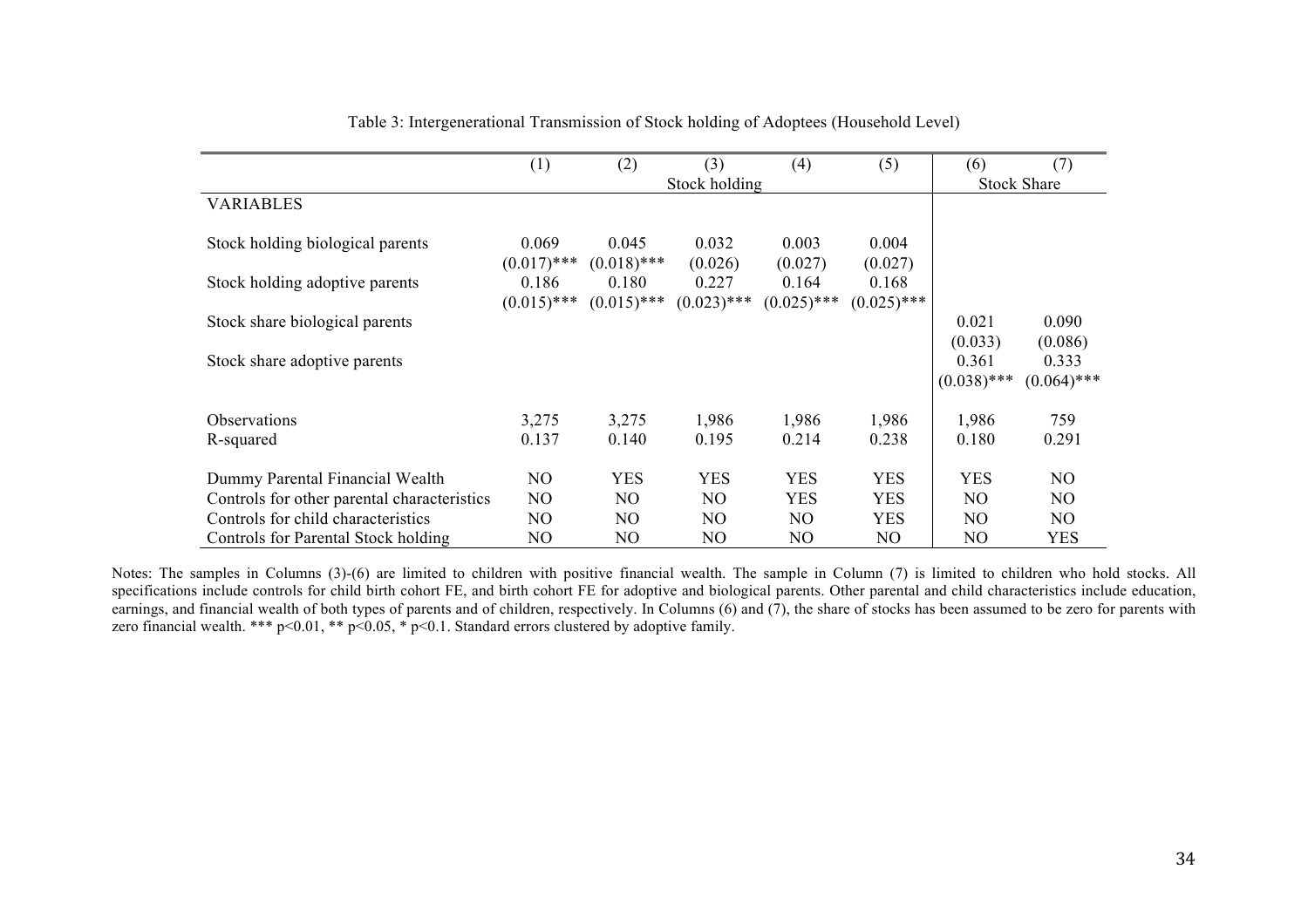Table 3: Intergenerational Transmission of Stock holding of Adoptees (Household Level)

| | (1) | (2) | (3) | (4) | (5) | (6) | (7) |
|---|---|---|---|---|---|---|---|
| | Stock holding | | | | | Stock Share | |
| VARIABLES | | | | | | | |
| Stock holding biological parents | 0.069 | 0.045 | 0.032 | 0.003 | 0.004 | | |
| | (0.017)*** | (0.018)*** | (0.026) | (0.027) | (0.027) | | |
| Stock holding adoptive parents | 0.186 | 0.180 | 0.227 | 0.164 | 0.168 | | |
| | (0.015)*** | (0.015)*** | (0.023)*** | (0.025)*** | (0.025)*** | | |
| Stock share biological parents | | | | | | 0.021 | 0.090 |
| | | | | | | (0.033) | (0.086) |
| Stock share adoptive parents | | | | | | 0.361 | 0.333 |
| | | | | | | (0.038)*** | (0.064)*** |
| Observations | 3,275 | 3,275 | 1,986 | 1,986 | 1,986 | 1,986 | 759 |
| R-squared | 0.137 | 0.140 | 0.195 | 0.214 | 0.238 | 0.180 | 0.291 |
| Dummy Parental Financial Wealth | NO | YES | YES | YES | YES | YES | NO |
| Controls for other parental characteristics | NO | NO | NO | YES | YES | NO | NO |
| Controls for child characteristics | NO | NO | NO | NO | YES | NO | NO |
| Controls for Parental Stock holding | NO | NO | NO | NO | NO | NO | YES |

Notes: The samples in Columns (3)-(6) are limited to children with positive financial wealth. The sample in Column (7) is limited to children who hold stocks. All specifications include controls for child birth cohort FE, and birth cohort FE for adoptive and biological parents. Other parental and child characteristics include education, earnings, and financial wealth of both types of parents and of children, respectively. In Columns (6) and (7), the share of stocks has been assumed to be zero for parents with zero financial wealth. *** p<0.01, ** p<0.05, * p<0.1. Standard errors clustered by adoptive family.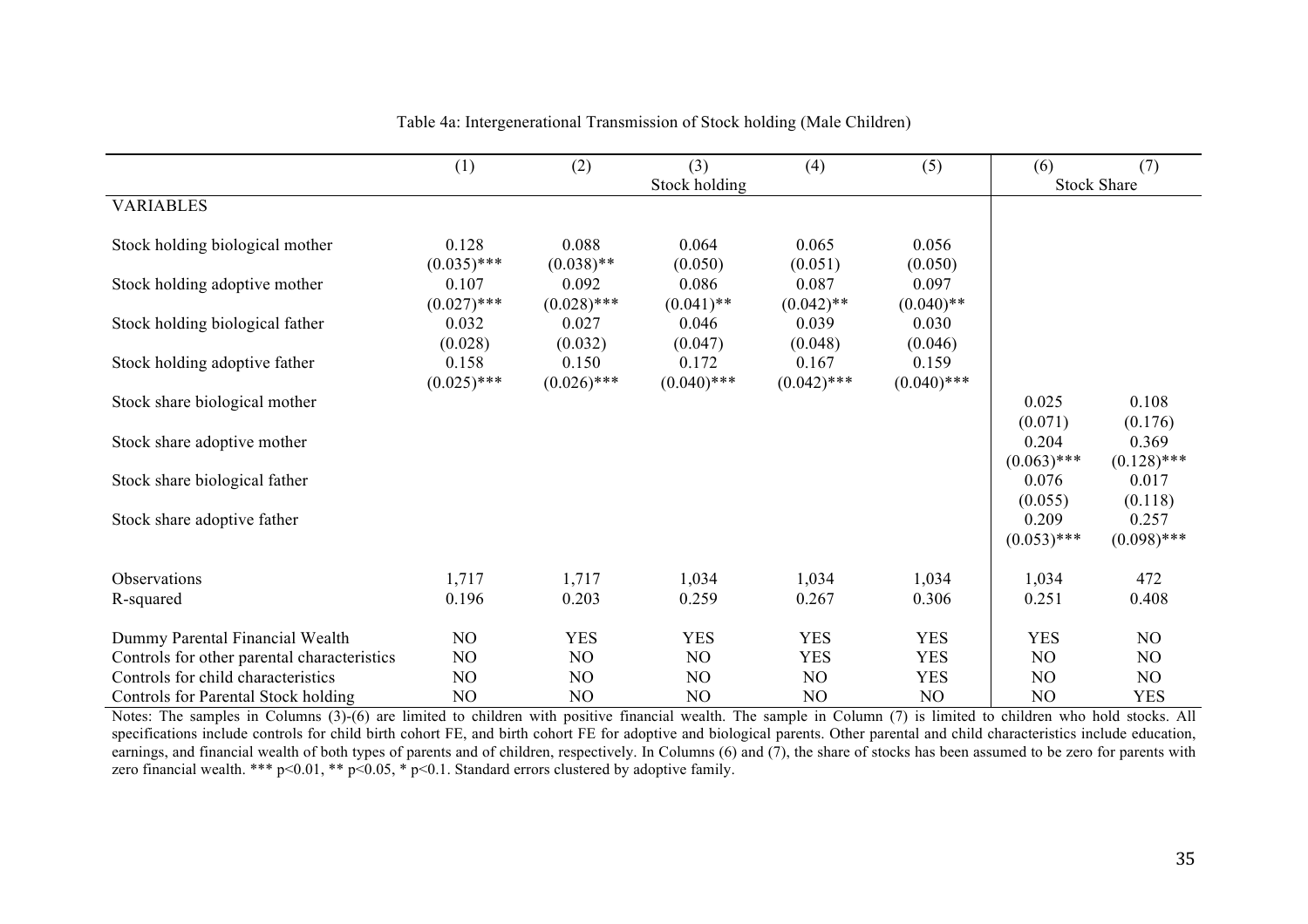Table 4a: Intergenerational Transmission of Stock holding (Male Children)

| | (1) | (2) | (3) | (4) | (5) | (6) | (7) |
|---|---|---|---|---|---|---|---|
| | | | Stock holding | | | Stock Share | |
| VARIABLES | | | | | | | |
| Stock holding biological mother | 0.128 | 0.088 | 0.064 | 0.065 | 0.056 | | |
| | (0.035)*** | (0.038)** | (0.050) | (0.051) | (0.050) | | |
| Stock holding adoptive mother | 0.107 | 0.092 | 0.086 | 0.087 | 0.097 | | |
| | (0.027)*** | (0.028)*** | (0.041)** | (0.042)** | (0.040)** | | |
| Stock holding biological father | 0.032 | 0.027 | 0.046 | 0.039 | 0.030 | | |
| | (0.028) | (0.032) | (0.047) | (0.048) | (0.046) | | |
| Stock holding adoptive father | 0.158 | 0.150 | 0.172 | 0.167 | 0.159 | | |
| | (0.025)*** | (0.026)*** | (0.040)*** | (0.042)*** | (0.040)*** | | |
| Stock share biological mother | | | | | | 0.025 | 0.108 |
| | | | | | | (0.071) | (0.176) |
| Stock share adoptive mother | | | | | | 0.204 | 0.369 |
| | | | | | | (0.063)*** | (0.128)*** |
| Stock share biological father | | | | | | 0.076 | 0.017 |
| | | | | | | (0.055) | (0.118) |
| Stock share adoptive father | | | | | | 0.209 | 0.257 |
| | | | | | | (0.053)*** | (0.098)*** |
| Observations | 1,717 | 1,717 | 1,034 | 1,034 | 1,034 | 1,034 | 472 |
| R-squared | 0.196 | 0.203 | 0.259 | 0.267 | 0.306 | 0.251 | 0.408 |
| Dummy Parental Financial Wealth | NO | YES | YES | YES | YES | YES | NO |
| Controls for other parental characteristics | NO | NO | NO | YES | YES | NO | NO |
| Controls for child characteristics | NO | NO | NO | NO | YES | NO | NO |
| Controls for Parental Stock holding | NO | NO | NO | NO | NO | NO | YES |

Notes: The samples in Columns (3)-(6) are limited to children with positive financial wealth. The sample in Column (7) is limited to children who hold stocks. All specifications include controls for child birth cohort FE, and birth cohort FE for adoptive and biological parents. Other parental and child characteristics include education, earnings, and financial wealth of both types of parents and of children, respectively. In Columns (6) and (7), the share of stocks has been assumed to be zero for parents with zero financial wealth. *** p<0.01, ** p<0.05, * p<0.1. Standard errors clustered by adoptive family.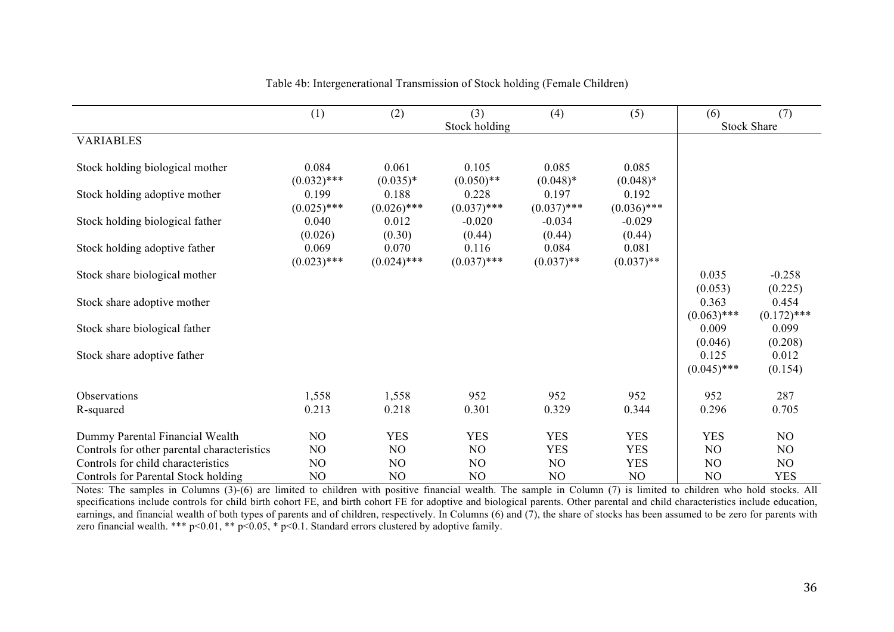Table 4b: Intergenerational Transmission of Stock holding (Female Children)

| | (1) | (2) | (3) | (4) | (5) | (6) | (7) |
|---|---|---|---|---|---|---|---|
| | | | Stock holding | | | Stock Share | |
| VARIABLES | | | | | | | |
| Stock holding biological mother | 0.084 | 0.061 | 0.105 | 0.085 | 0.085 | | |
| | (0.032)*** | (0.035)* | (0.050)** | (0.048)* | (0.048)* | | |
| Stock holding adoptive mother | 0.199 | 0.188 | 0.228 | 0.197 | 0.192 | | |
| | (0.025)*** | (0.026)*** | (0.037)*** | (0.037)*** | (0.036)*** | | |
| Stock holding biological father | 0.040 | 0.012 | -0.020 | -0.034 | -0.029 | | |
| | (0.026) | (0.30) | (0.44) | (0.44) | (0.44) | | |
| Stock holding adoptive father | 0.069 | 0.070 | 0.116 | 0.084 | 0.081 | | |
| | (0.023)*** | (0.024)*** | (0.037)*** | (0.037)** | (0.037)** | | |
| Stock share biological mother | | | | | | 0.035 | -0.258 |
| | | | | | | (0.053) | (0.225) |
| Stock share adoptive mother | | | | | | 0.363 | 0.454 |
| | | | | | | (0.063)*** | (0.172)*** |
| Stock share biological father | | | | | | 0.009 | 0.099 |
| | | | | | | (0.046) | (0.208) |
| Stock share adoptive father | | | | | | 0.125 | 0.012 |
| | | | | | | (0.045)*** | (0.154) |
| Observations | 1,558 | 1,558 | 952 | 952 | 952 | 952 | 287 |
| R-squared | 0.213 | 0.218 | 0.301 | 0.329 | 0.344 | 0.296 | 0.705 |
| Dummy Parental Financial Wealth | NO | YES | YES | YES | YES | YES | NO |
| Controls for other parental characteristics | NO | NO | NO | YES | YES | NO | NO |
| Controls for child characteristics | NO | NO | NO | NO | YES | NO | NO |
| Controls for Parental Stock holding | NO | NO | NO | NO | NO | NO | YES |

Notes: The samples in Columns (3)-(6) are limited to children with positive financial wealth. The sample in Column (7) is limited to children who hold stocks. All specifications include controls for child birth cohort FE, and birth cohort FE for adoptive and biological parents. Other parental and child characteristics include education, earnings, and financial wealth of both types of parents and of children, respectively. In Columns (6) and (7), the share of stocks has been assumed to be zero for parents with zero financial wealth. *** $p<0.01$, ** $p<0.05$, * $p<0.1$. Standard errors clustered by adoptive family.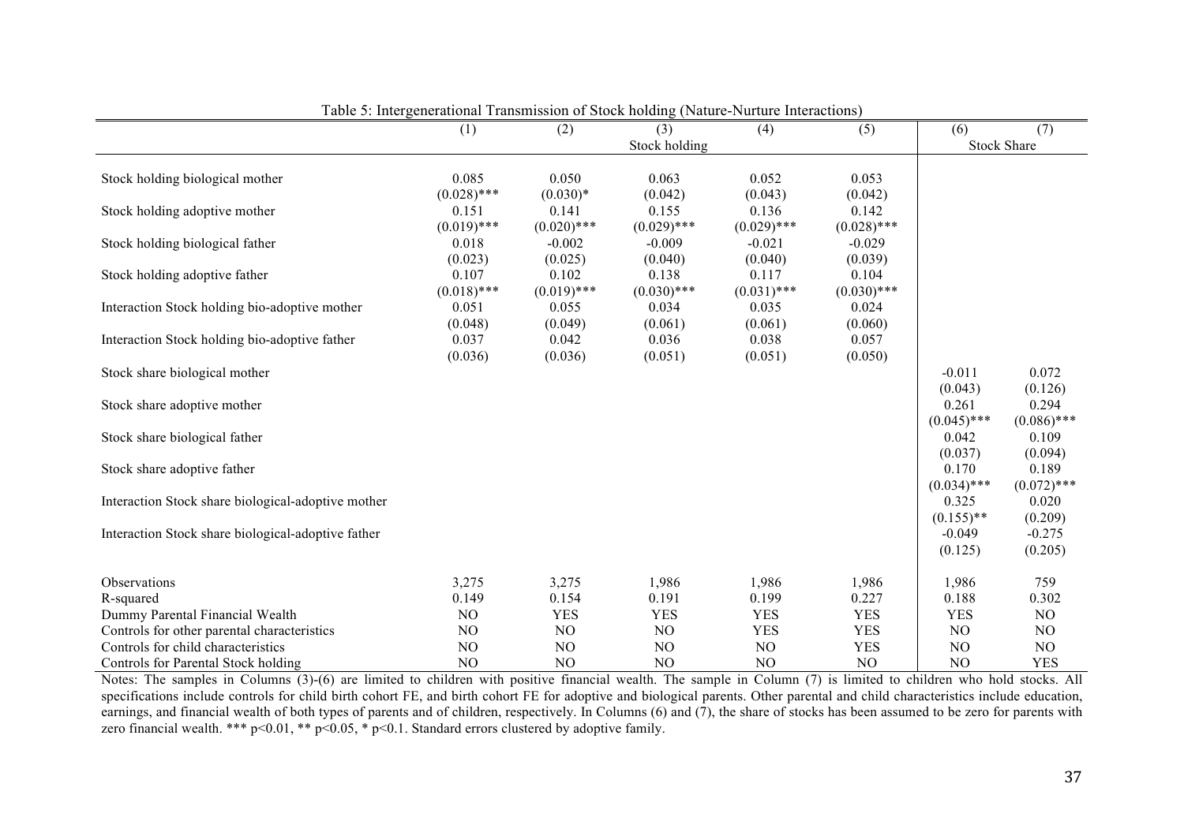Table 5: Intergenerational Transmission of Stock holding (Nature-Nurture Interactions)

| | (1) | (2) | (3) | (4) | (5) | (6) | (7) |
|---|---|---|---|---|---|---|---|
| | | | Stock holding | | | Stock Share | |
| Stock holding biological mother | 0.085 | 0.050 | 0.063 | 0.052 | 0.053 | | |
| | (0.028)*** | (0.030)* | (0.042) | (0.043) | (0.042) | | |
| Stock holding adoptive mother | 0.151 | 0.141 | 0.155 | 0.136 | 0.142 | | |
| | (0.019)*** | (0.020)*** | (0.029)*** | (0.029)*** | (0.028)*** | | |
| Stock holding biological father | 0.018 | -0.002 | -0.009 | -0.021 | -0.029 | | |
| | (0.023) | (0.025) | (0.040) | (0.040) | (0.039) | | |
| Stock holding adoptive father | 0.107 | 0.102 | 0.138 | 0.117 | 0.104 | | |
| | (0.018)*** | (0.019)*** | (0.030)*** | (0.031)*** | (0.030)*** | | |
| Interaction Stock holding bio-adoptive mother | 0.051 | 0.055 | 0.034 | 0.035 | 0.024 | | |
| | (0.048) | (0.049) | (0.061) | (0.061) | (0.060) | | |
| Interaction Stock holding bio-adoptive father | 0.037 | 0.042 | 0.036 | 0.038 | 0.057 | | |
| | (0.036) | (0.036) | (0.051) | (0.051) | (0.050) | | |
| Stock share biological mother | | | | | | -0.011 | 0.072 |
| | | | | | | (0.043) | (0.126) |
| Stock share adoptive mother | | | | | | 0.261 | 0.294 |
| | | | | | | (0.045)*** | (0.086)*** |
| Stock share biological father | | | | | | 0.042 | 0.109 |
| | | | | | | (0.037) | (0.094) |
| Stock share adoptive father | | | | | | 0.170 | 0.189 |
| | | | | | | (0.034)*** | (0.072)*** |
| Interaction Stock share biological-adoptive mother | | | | | | 0.325 | 0.020 |
| | | | | | | (0.155)** | (0.209) |
| Interaction Stock share biological-adoptive father | | | | | | -0.049 | -0.275 |
| | | | | | | (0.125) | (0.205) |
| Observations | 3,275 | 3,275 | 1,986 | 1,986 | 1,986 | 1,986 | 759 |
| R-squared | 0.149 | 0.154 | 0.191 | 0.199 | 0.227 | 0.188 | 0.302 |
| Dummy Parental Financial Wealth | NO | YES | YES | YES | YES | YES | NO |
| Controls for other parental characteristics | NO | NO | NO | YES | YES | NO | NO |
| Controls for child characteristics | NO | NO | NO | NO | YES | NO | NO |
| Controls for Parental Stock holding | NO | NO | NO | NO | NO | NO | YES |

Notes: The samples in Columns (3)-(6) are limited to children with positive financial wealth. The sample in Column (7) is limited to children who hold stocks. All specifications include controls for child birth cohort FE, and birth cohort FE for adoptive and biological parents. Other parental and child characteristics include education, earnings, and financial wealth of both types of parents and of children, respectively. In Columns (6) and (7), the share of stocks has been assumed to be zero for parents with zero financial wealth. *** p<0.01, ** p<0.05, * p<0.1. Standard errors clustered by adoptive family.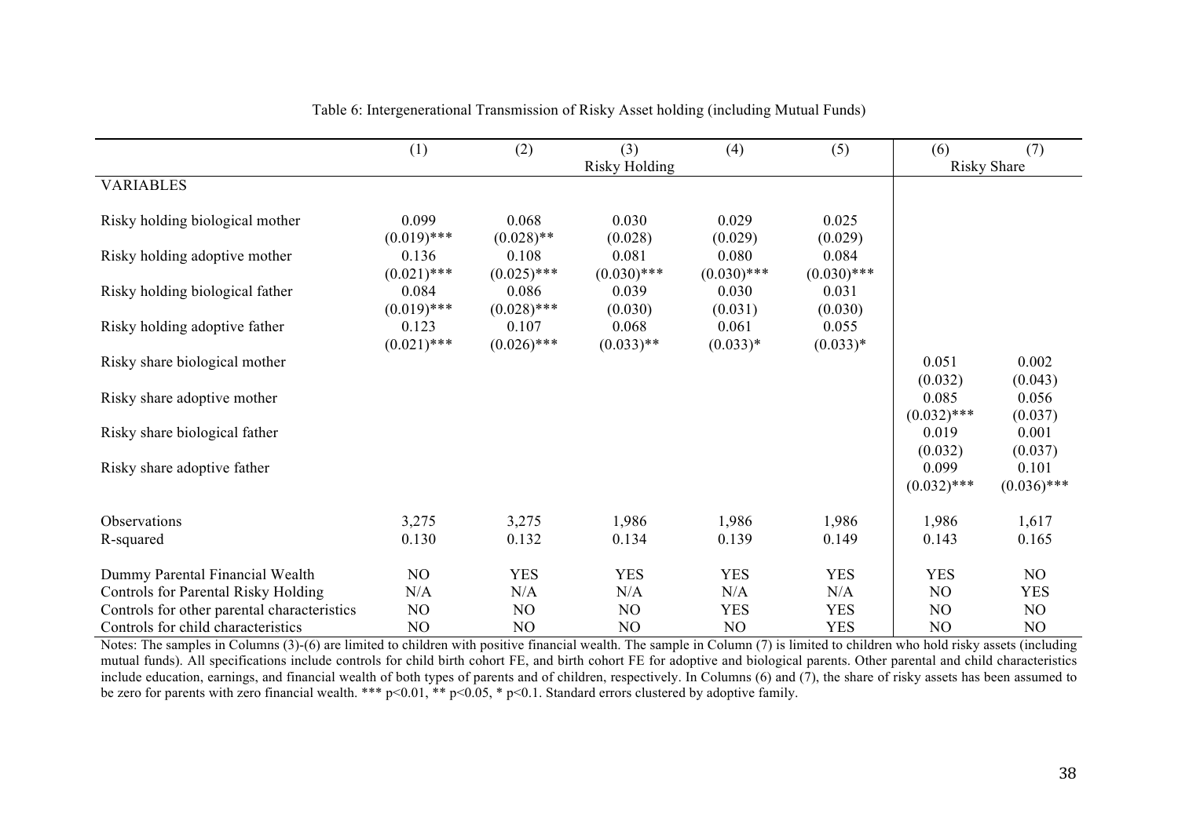Table 6: Intergenerational Transmission of Risky Asset holding (including Mutual Funds)

| | (1) | (2) | (3) | (4) | (5) | (6) | (7) |
|---|---|---|---|---|---|---|---|
| | | | Risky Holding | | | Risky Share | |
| VARIABLES | | | | | | | |
| Risky holding biological mother | 0.099 | 0.068 | 0.030 | 0.029 | 0.025 | | |
| | (0.019)*** | (0.028)** | (0.028) | (0.029) | (0.029) | | |
| Risky holding adoptive mother | 0.136 | 0.108 | 0.081 | 0.080 | 0.084 | | |
| | (0.021)*** | (0.025)*** | (0.030)*** | (0.030)*** | (0.030)*** | | |
| Risky holding biological father | 0.084 | 0.086 | 0.039 | 0.030 | 0.031 | | |
| | (0.019)*** | (0.028)*** | (0.030) | (0.031) | (0.030) | | |
| Risky holding adoptive father | 0.123 | 0.107 | 0.068 | 0.061 | 0.055 | | |
| | (0.021)*** | (0.026)*** | (0.033)** | (0.033)* | (0.033)* | | |
| Risky share biological mother | | | | | | 0.051 | 0.002 |
| | | | | | | (0.032) | (0.043) |
| Risky share adoptive mother | | | | | | 0.085 | 0.056 |
| | | | | | | (0.032)*** | (0.037) |
| Risky share biological father | | | | | | 0.019 | 0.001 |
| | | | | | | (0.032) | (0.037) |
| Risky share adoptive father | | | | | | 0.099 | 0.101 |
| | | | | | | (0.032)*** | (0.036)*** |
| Observations | 3,275 | 3,275 | 1,986 | 1,986 | 1,986 | 1,986 | 1,617 |
| R-squared | 0.130 | 0.132 | 0.134 | 0.139 | 0.149 | 0.143 | 0.165 |
| Dummy Parental Financial Wealth | NO | YES | YES | YES | YES | YES | NO |
| Controls for Parental Risky Holding | N/A | N/A | N/A | N/A | N/A | NO | YES |
| Controls for other parental characteristics | NO | NO | NO | YES | YES | NO | NO |
| Controls for child characteristics | NO | NO | NO | NO | YES | NO | NO |

Notes: The samples in Columns (3)-(6) are limited to children with positive financial wealth. The sample in Column (7) is limited to children who hold risky assets (including mutual funds). All specifications include controls for child birth cohort FE, and birth cohort FE for adoptive and biological parents. Other parental and child characteristics include education, earnings, and financial wealth of both types of parents and of children, respectively. In Columns (6) and (7), the share of risky assets has been assumed to be zero for parents with zero financial wealth. *** $p<0.01$, ** $p<0.05$, * $p<0.1$. Standard errors clustered by adoptive family.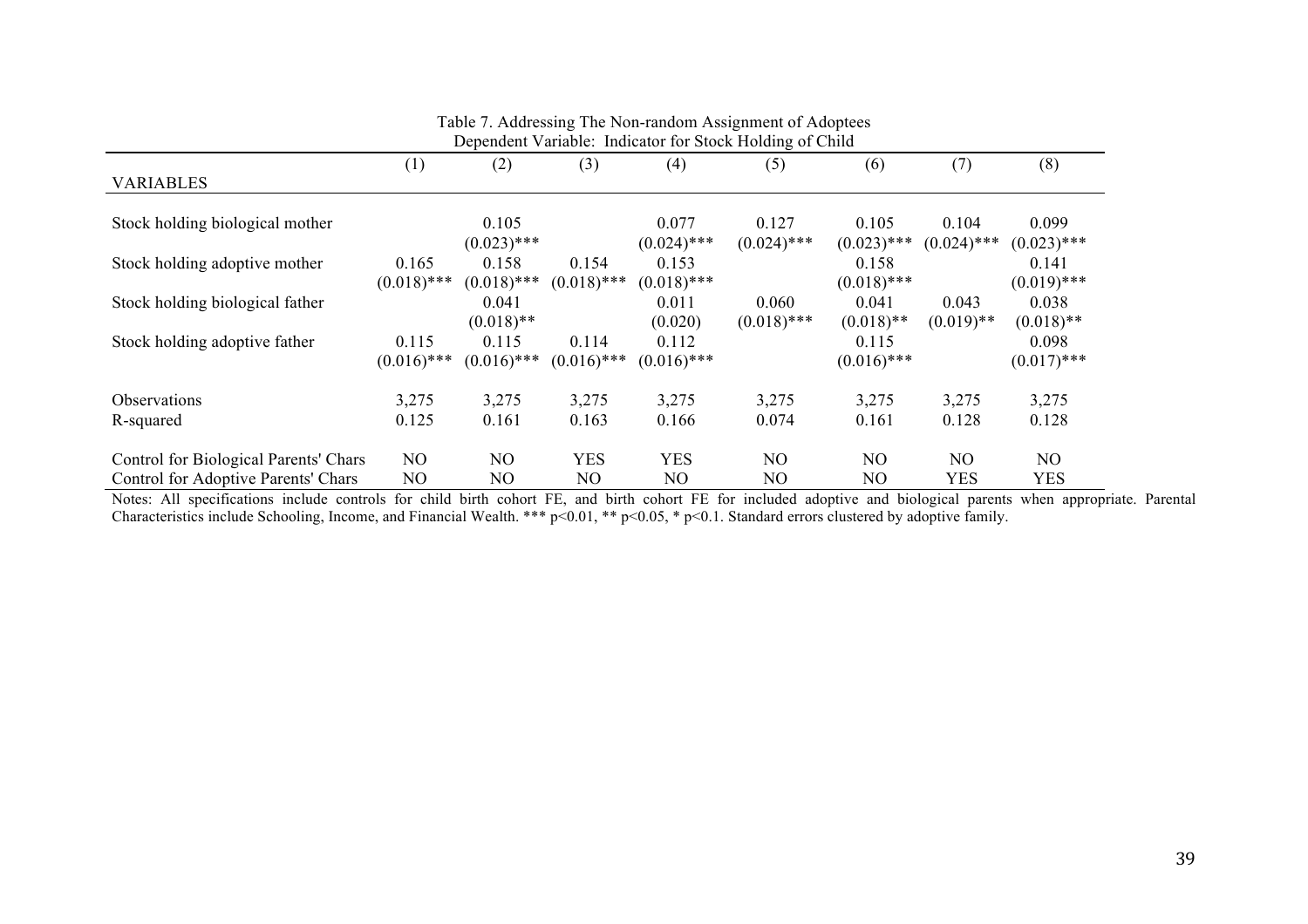Table 7. Addressing The Non-random Assignment of Adoptees
Dependent Variable: Indicator for Stock Holding of Child

| VARIABLES | (1) | (2) | (3) | (4) | (5) | (6) | (7) | (8) |
|---|---|---|---|---|---|---|---|---|
| Stock holding biological mother | | 0.105 | | 0.077 | 0.127 | 0.105 | 0.104 | 0.099 |
| | | (0.023)*** | | (0.024)*** | (0.024)*** | (0.023)*** | (0.024)*** | (0.023)*** |
| Stock holding adoptive mother | 0.165 | 0.158 | 0.154 | 0.153 | | 0.158 | | 0.141 |
| | (0.018)*** | (0.018)*** | (0.018)*** | (0.018)*** | | (0.018)*** | | (0.019)*** |
| Stock holding biological father | | 0.041 | | 0.011 | 0.060 | 0.041 | 0.043 | 0.038 |
| | | (0.018)** | | (0.020) | (0.018)*** | (0.018)** | (0.019)** | (0.018)** |
| Stock holding adoptive father | 0.115 | 0.115 | 0.114 | 0.112 | | 0.115 | | 0.098 |
| | (0.016)*** | (0.016)*** | (0.016)*** | (0.016)*** | | (0.016)*** | | (0.017)*** |
| Observations | 3,275 | 3,275 | 3,275 | 3,275 | 3,275 | 3,275 | 3,275 | 3,275 |
| R-squared | 0.125 | 0.161 | 0.163 | 0.166 | 0.074 | 0.161 | 0.128 | 0.128 |
| Control for Biological Parents' Chars | NO | NO | YES | YES | NO | NO | NO | NO |
| Control for Adoptive Parents' Chars | NO | NO | NO | NO | NO | NO | YES | YES |

Notes: All specifications include controls for child birth cohort FE, and birth cohort FE for included adoptive and biological parents when appropriate. Parental Characteristics include Schooling, Income, and Financial Wealth. *** $p<0.01$, ** $p<0.05$, * $p<0.1$. Standard errors clustered by adoptive family.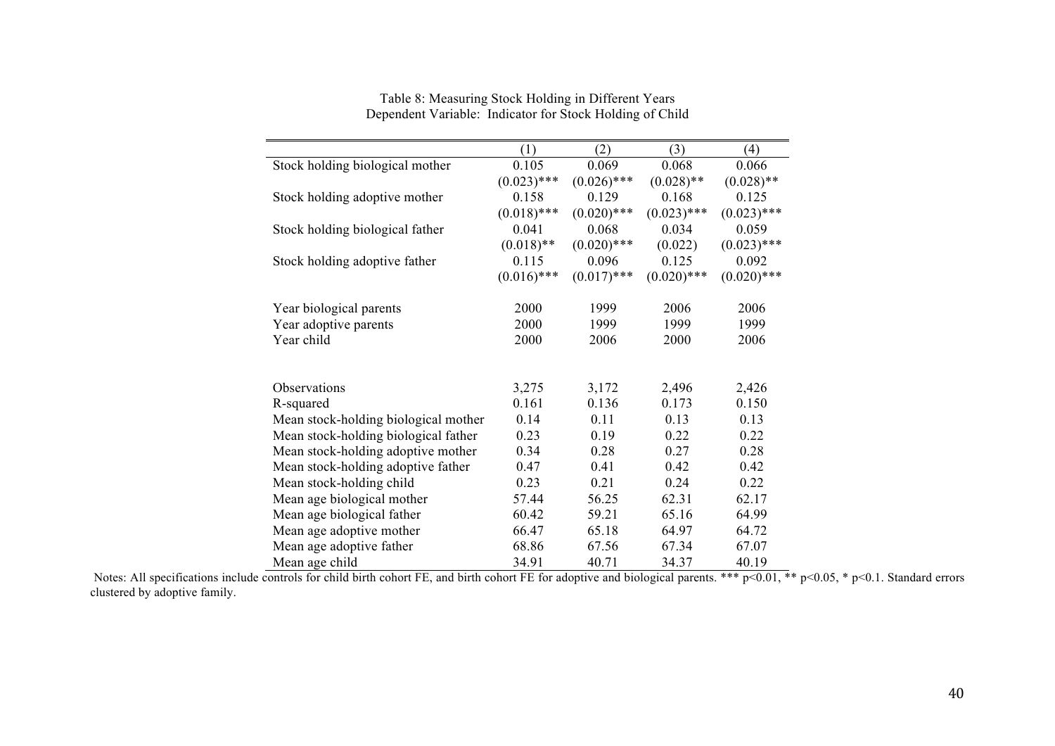Table 8: Measuring Stock Holding in Different Years
Dependent Variable: Indicator for Stock Holding of Child

| | (1) | (2) | (3) | (4) |
|---|---|---|---|---|
| Stock holding biological mother | 0.105 | 0.069 | 0.068 | 0.066 |
| | (0.023)*** | (0.026)*** | (0.028)** | (0.028)** |
| Stock holding adoptive mother | 0.158 | 0.129 | 0.168 | 0.125 |
| | (0.018)*** | (0.020)*** | (0.023)*** | (0.023)*** |
| Stock holding biological father | 0.041 | 0.068 | 0.034 | 0.059 |
| | (0.018)** | (0.020)*** | (0.022) | (0.023)*** |
| Stock holding adoptive father | 0.115 | 0.096 | 0.125 | 0.092 |
| | (0.016)*** | (0.017)*** | (0.020)*** | (0.020)*** |
| Year biological parents | 2000 | 1999 | 2006 | 2006 |
| Year adoptive parents | 2000 | 1999 | 1999 | 1999 |
| Year child | 2000 | 2006 | 2000 | 2006 |
| Observations | 3,275 | 3,172 | 2,496 | 2,426 |
| R-squared | 0.161 | 0.136 | 0.173 | 0.150 |
| Mean stock-holding biological mother | 0.14 | 0.11 | 0.13 | 0.13 |
| Mean stock-holding biological father | 0.23 | 0.19 | 0.22 | 0.22 |
| Mean stock-holding adoptive mother | 0.34 | 0.28 | 0.27 | 0.28 |
| Mean stock-holding adoptive father | 0.47 | 0.41 | 0.42 | 0.42 |
| Mean stock-holding child | 0.23 | 0.21 | 0.24 | 0.22 |
| Mean age biological mother | 57.44 | 56.25 | 62.31 | 62.17 |
| Mean age biological father | 60.42 | 59.21 | 65.16 | 64.99 |
| Mean age adoptive mother | 66.47 | 65.18 | 64.97 | 64.72 |
| Mean age adoptive father | 68.86 | 67.56 | 67.34 | 67.07 |
| Mean age child | 34.91 | 40.71 | 34.37 | 40.19 |

Notes: All specifications include controls for child birth cohort FE, and birth cohort FE for adoptive and biological parents. *** $p<0.01$, ** $p<0.05$, * $p<0.1$. Standard errors clustered by adoptive family.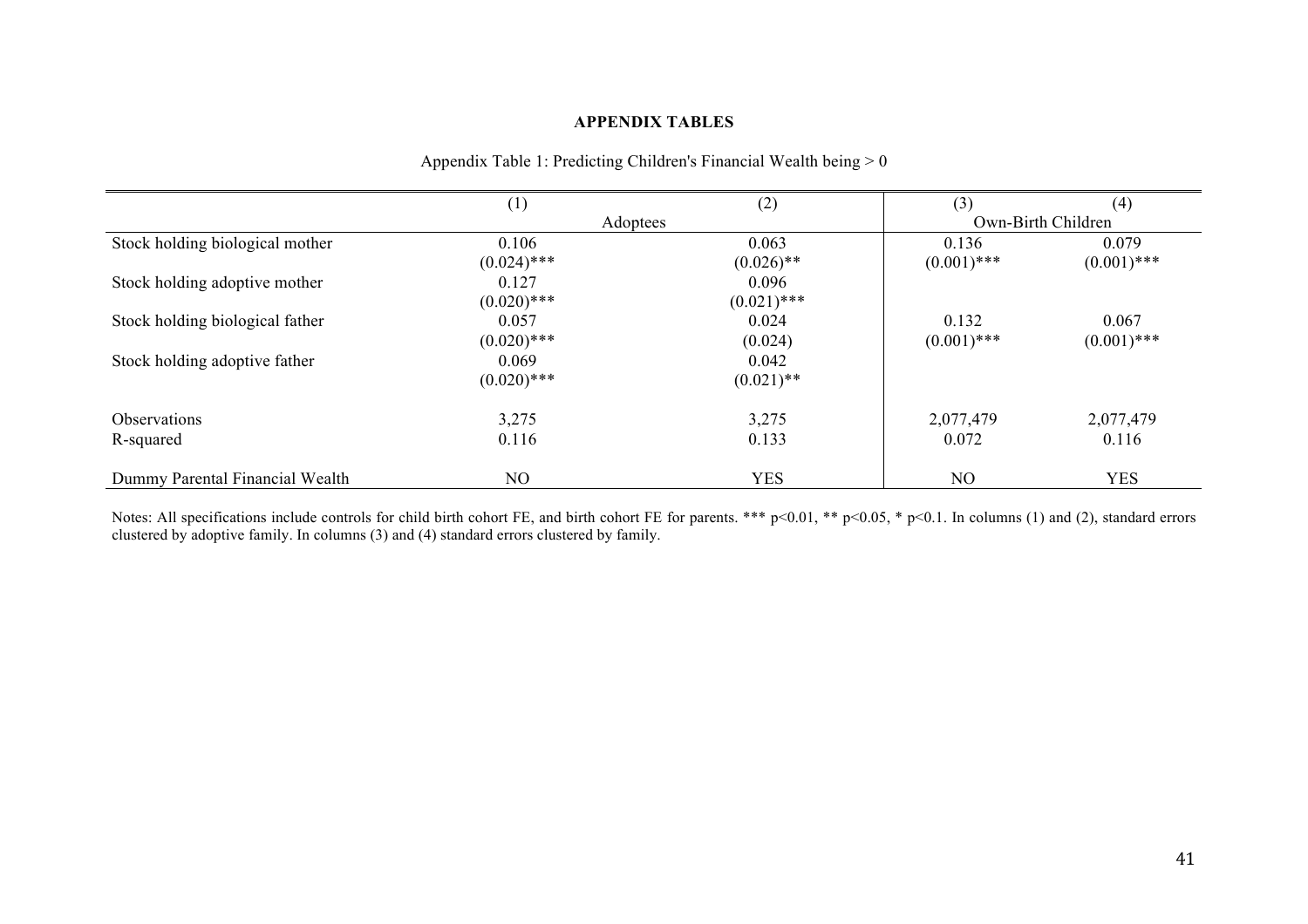## APPENDIX TABLES

Appendix Table 1: Predicting Children's Financial Wealth being > 0

| | (1) | (2) | (3) | (4) |
|---|---|---|---|---|
| | Adoptees | | Own-Birth Children | |
| Stock holding biological mother | 0.106 | 0.063 | 0.136 | 0.079 |
| | (0.024)*** | (0.026)** | (0.001)*** | (0.001)*** |
| Stock holding adoptive mother | 0.127 | 0.096 | | |
| | (0.020)*** | (0.021)*** | | |
| Stock holding biological father | 0.057 | 0.024 | 0.132 | 0.067 |
| | (0.020)*** | (0.024) | (0.001)*** | (0.001)*** |
| Stock holding adoptive father | 0.069 | 0.042 | | |
| | (0.020)*** | (0.021)** | | |
| Observations | 3,275 | 3,275 | 2,077,479 | 2,077,479 |
| R-squared | 0.116 | 0.133 | 0.072 | 0.116 |
| Dummy Parental Financial Wealth | NO | YES | NO | YES |

Notes: All specifications include controls for child birth cohort FE, and birth cohort FE for parents. *** $p<0.01$, ** $p<0.05$, * $p<0.1$. In columns (1) and (2), standard errors clustered by adoptive family. In columns (3) and (4) standard errors clustered by family.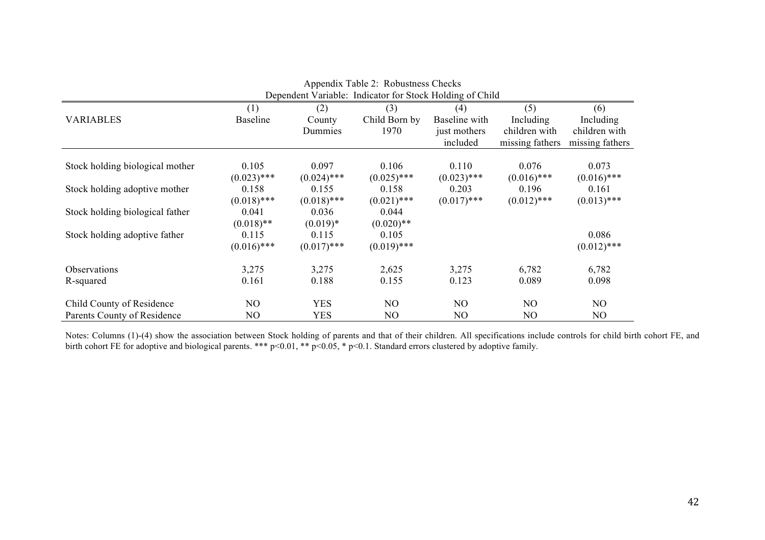Appendix Table 2: Robustness Checks

Dependent Variable: Indicator for Stock Holding of Child

| VARIABLES | (1) Baseline | (2) County Dummies | (3) Child Born by 1970 | (4) Baseline with just mothers included | (5) Including children with missing fathers | (6) Including children with missing fathers |
|---|---|---|---|---|---|---|
| Stock holding biological mother | 0.105 | 0.097 | 0.106 | 0.110 | 0.076 | 0.073 |
| | (0.023)*** | (0.024)*** | (0.025)*** | (0.023)*** | (0.016)*** | (0.016)*** |
| Stock holding adoptive mother | 0.158 | 0.155 | 0.158 | 0.203 | 0.196 | 0.161 |
| | (0.018)*** | (0.018)*** | (0.021)*** | (0.017)*** | (0.012)*** | (0.013)*** |
| Stock holding biological father | 0.041 | 0.036 | 0.044 | | | |
| | (0.018)** | (0.019)* | (0.020)** | | | |
| Stock holding adoptive father | 0.115 | 0.115 | 0.105 | | | 0.086 |
| | (0.016)*** | (0.017)*** | (0.019)*** | | | (0.012)*** |
| Observations | 3,275 | 3,275 | 2,625 | 3,275 | 6,782 | 6,782 |
| R-squared | 0.161 | 0.188 | 0.155 | 0.123 | 0.089 | 0.098 |
| Child County of Residence | NO | YES | NO | NO | NO | NO |
| Parents County of Residence | NO | YES | NO | NO | NO | NO |

Notes: Columns (1)-(4) show the association between Stock holding of parents and that of their children. All specifications include controls for child birth cohort FE, and birth cohort FE for adoptive and biological parents. *** $p<0.01$, ** $p<0.05$, * $p<0.1$. Standard errors clustered by adoptive family.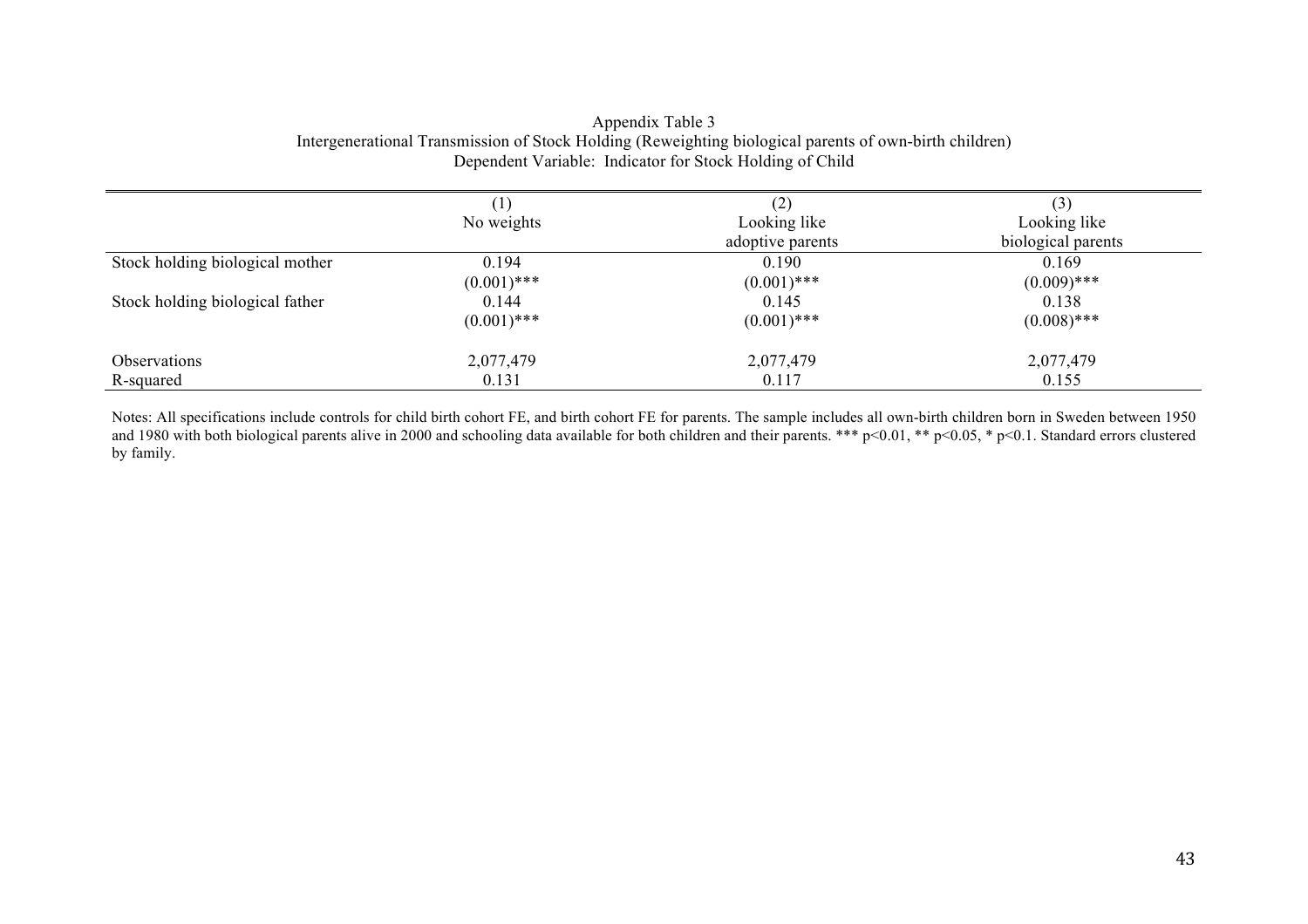Appendix Table 3

Intergenerational Transmission of Stock Holding (Reweighting biological parents of own-birth children)

Dependent Variable: Indicator for Stock Holding of Child

| | (1) No weights | (2) Looking like adoptive parents | (3) Looking like biological parents |
|---|---|---|---|
| Stock holding biological mother | 0.194 | 0.190 | 0.169 |
| | (0.001)*** | (0.001)*** | (0.009)*** |
| Stock holding biological father | 0.144 | 0.145 | 0.138 |
| | (0.001)*** | (0.001)*** | (0.008)*** |
| Observations | 2,077,479 | 2,077,479 | 2,077,479 |
| R-squared | 0.131 | 0.117 | 0.155 |

Notes: All specifications include controls for child birth cohort FE, and birth cohort FE for parents. The sample includes all own-birth children born in Sweden between 1950 and 1980 with both biological parents alive in 2000 and schooling data available for both children and their parents. *** $p<0.01$, ** $p<0.05$, * $p<0.1$. Standard errors clustered by family.